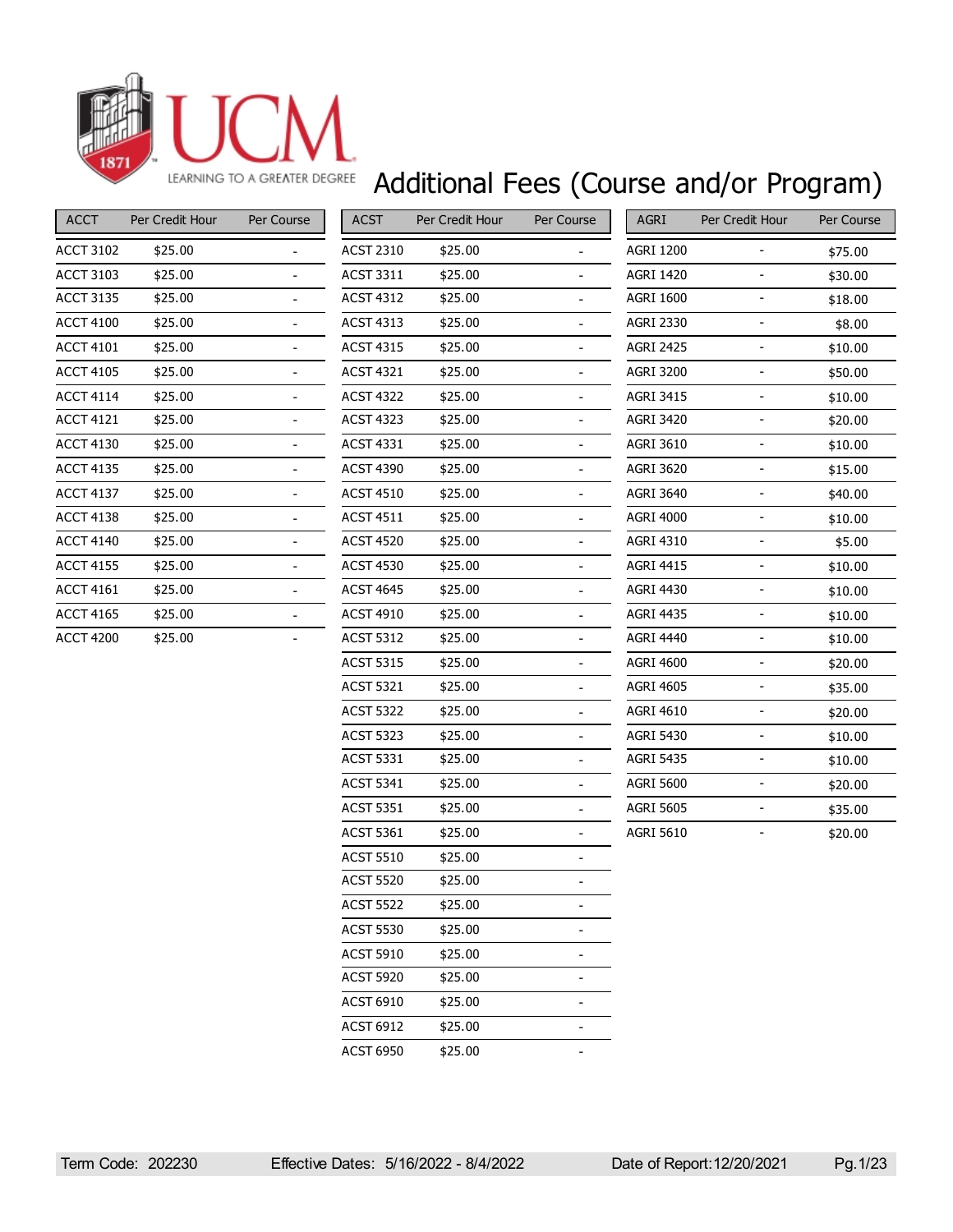UCM

LEARNING TO A GREATER DEGREE

# Additional Fees (Course and/or Program)

| ACCT | Per Credit Hour | Per Course |
|---|---|---|
| ACCT 3102 | $25.00 | - |
| ACCT 3103 | $25.00 | - |
| ACCT 3135 | $25.00 | - |
| ACCT 4100 | $25.00 | - |
| ACCT 4101 | $25.00 | - |
| ACCT 4105 | $25.00 | - |
| ACCT 4114 | $25.00 | - |
| ACCT 4121 | $25.00 | - |
| ACCT 4130 | $25.00 | - |
| ACCT 4135 | $25.00 | - |
| ACCT 4137 | $25.00 | - |
| ACCT 4138 | $25.00 | - |
| ACCT 4140 | $25.00 | - |
| ACCT 4155 | $25.00 | - |
| ACCT 4161 | $25.00 | - |
| ACCT 4165 | $25.00 | - |
| ACCT 4200 | $25.00 | - |

| ACST | Per Credit Hour | Per Course |
|---|---|---|
| ACST 2310 | $25.00 | - |
| ACST 3311 | $25.00 | - |
| ACST 4312 | $25.00 | - |
| ACST 4313 | $25.00 | - |
| ACST 4315 | $25.00 | - |
| ACST 4321 | $25.00 | - |
| ACST 4322 | $25.00 | - |
| ACST 4323 | $25.00 | - |
| ACST 4331 | $25.00 | - |
| ACST 4390 | $25.00 | - |
| ACST 4510 | $25.00 | - |
| ACST 4511 | $25.00 | - |
| ACST 4520 | $25.00 | - |
| ACST 4530 | $25.00 | - |
| ACST 4645 | $25.00 | - |
| ACST 4910 | $25.00 | - |
| ACST 5312 | $25.00 | - |
| ACST 5315 | $25.00 | - |
| ACST 5321 | $25.00 | - |
| ACST 5322 | $25.00 | - |
| ACST 5323 | $25.00 | - |
| ACST 5331 | $25.00 | - |
| ACST 5341 | $25.00 | - |
| ACST 5351 | $25.00 | - |
| ACST 5361 | $25.00 | - |
| ACST 5510 | $25.00 | - |
| ACST 5520 | $25.00 | - |
| ACST 5522 | $25.00 | - |
| ACST 5530 | $25.00 | - |
| ACST 5910 | $25.00 | - |
| ACST 5920 | $25.00 | - |
| ACST 6910 | $25.00 | - |
| ACST 6912 | $25.00 | - |
| ACST 6950 | $25.00 | - |

| AGRI | Per Credit Hour | Per Course |
|---|---|---|
| AGRI 1200 | - | $75.00 |
| AGRI 1420 | - | $30.00 |
| AGRI 1600 | - | $18.00 |
| AGRI 2330 | - | $8.00 |
| AGRI 2425 | - | $10.00 |
| AGRI 3200 | - | $50.00 |
| AGRI 3415 | - | $10.00 |
| AGRI 3420 | - | $20.00 |
| AGRI 3610 | - | $10.00 |
| AGRI 3620 | - | $15.00 |
| AGRI 3640 | - | $40.00 |
| AGRI 4000 | - | $10.00 |
| AGRI 4310 | - | $5.00 |
| AGRI 4415 | - | $10.00 |
| AGRI 4430 | - | $10.00 |
| AGRI 4435 | - | $10.00 |
| AGRI 4440 | - | $10.00 |
| AGRI 4600 | - | $20.00 |
| AGRI 4605 | - | $35.00 |
| AGRI 4610 | - | $20.00 |
| AGRI 5430 | - | $10.00 |
| AGRI 5435 | - | $10.00 |
| AGRI 5600 | - | $20.00 |
| AGRI 5605 | - | $35.00 |
| AGRI 5610 | - | $20.00 |

Term Code: 202230 Effective Dates: 5/16/2022 - 8/4/2022 Date of Report: 12/20/2021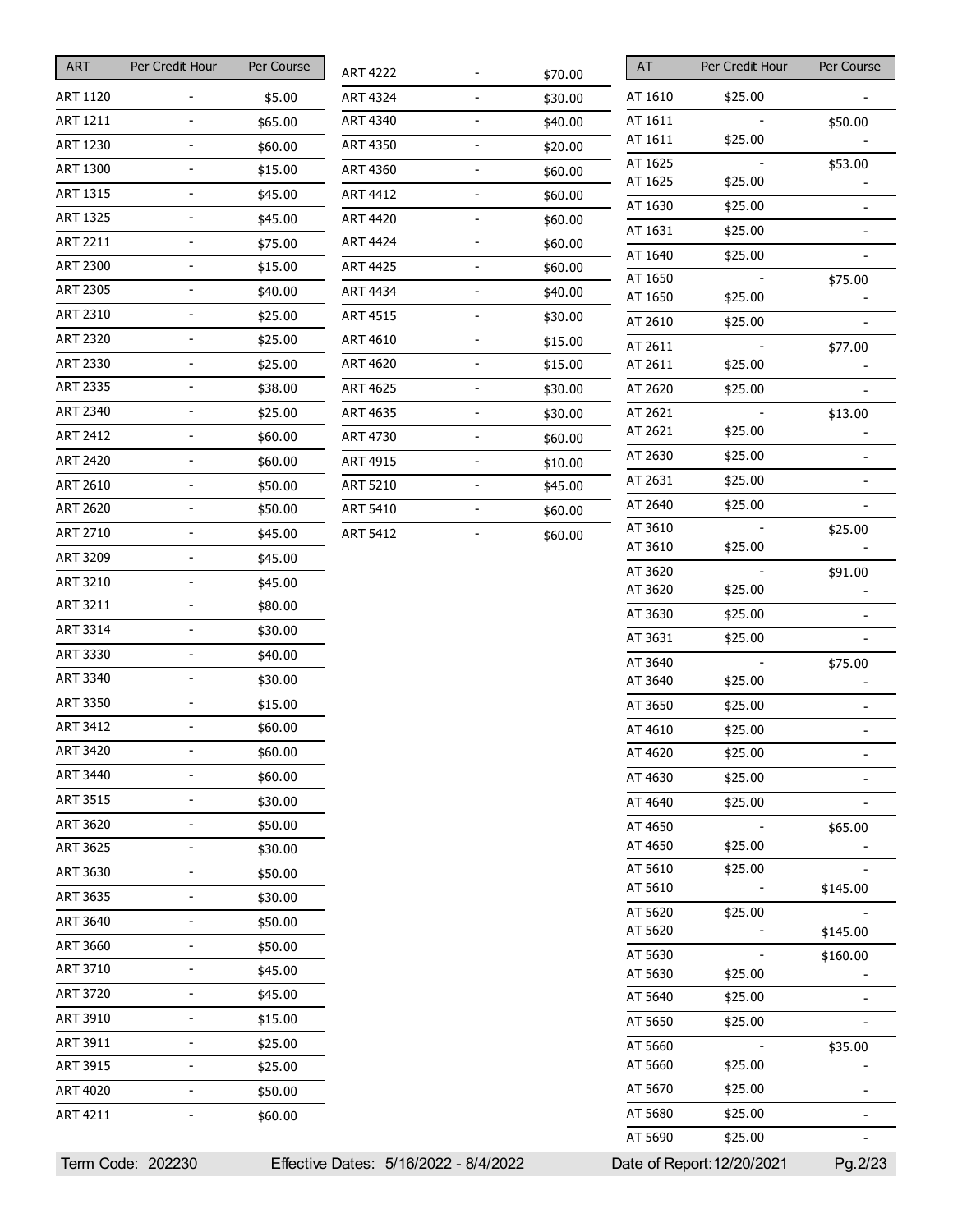| ART | Per Credit Hour | Per Course |
|---|---|---|
| ART 1120 | - | $5.00 |
| ART 1211 | - | $65.00 |
| ART 1230 | - | $60.00 |
| ART 1300 | - | $15.00 |
| ART 1315 | - | $45.00 |
| ART 1325 | - | $45.00 |
| ART 2211 | - | $75.00 |
| ART 2300 | - | $15.00 |
| ART 2305 | - | $40.00 |
| ART 2310 | - | $25.00 |
| ART 2320 | - | $25.00 |
| ART 2330 | - | $25.00 |
| ART 2335 | - | $38.00 |
| ART 2340 | - | $25.00 |
| ART 2412 | - | $60.00 |
| ART 2420 | - | $60.00 |
| ART 2610 | - | $50.00 |
| ART 2620 | - | $50.00 |
| ART 2710 | - | $45.00 |
| ART 3209 | - | $45.00 |
| ART 3210 | - | $45.00 |
| ART 3211 | - | $80.00 |
| ART 3314 | - | $30.00 |
| ART 3330 | - | $40.00 |
| ART 3340 | - | $30.00 |
| ART 3350 | - | $15.00 |
| ART 3412 | - | $60.00 |
| ART 3420 | - | $60.00 |
| ART 3440 | - | $60.00 |
| ART 3515 | - | $30.00 |
| ART 3620 | - | $50.00 |
| ART 3625 | - | $30.00 |
| ART 3630 | - | $50.00 |
| ART 3635 | - | $30.00 |
| ART 3640 | - | $50.00 |
| ART 3660 | - | $50.00 |
| ART 3710 | - | $45.00 |
| ART 3720 | - | $45.00 |
| ART 3910 | - | $15.00 |
| ART 3911 | - | $25.00 |
| ART 3915 | - | $25.00 |
| ART 4020 | - | $50.00 |
| ART 4211 | - | $60.00 |
| ART 4222 | - | $70.00 |
| ART 4324 | - | $30.00 |
| ART 4340 | - | $40.00 |
| ART 4350 | - | $20.00 |
| ART 4360 | - | $60.00 |
| ART 4412 | - | $60.00 |
| ART 4420 | - | $60.00 |
| ART 4424 | - | $60.00 |
| ART 4425 | - | $60.00 |
| ART 4434 | - | $40.00 |
| ART 4515 | - | $30.00 |
| ART 4610 | - | $15.00 |
| ART 4620 | - | $15.00 |
| ART 4625 | - | $30.00 |
| ART 4635 | - | $30.00 |
| ART 4730 | - | $60.00 |
| ART 4915 | - | $10.00 |
| ART 5210 | - | $45.00 |
| ART 5410 | - | $60.00 |
| ART 5412 | - | $60.00 |

| AT | Per Credit Hour | Per Course |
|---|---|---|
| AT 1610 | $25.00 | - |
| AT 1611 | - | $50.00 |
| AT 1611 | $25.00 | - |
| AT 1625 | - | $53.00 |
| AT 1625 | $25.00 | - |
| AT 1630 | $25.00 | - |
| AT 1631 | $25.00 | - |
| AT 1640 | $25.00 | - |
| AT 1650 | - | $75.00 |
| AT 1650 | $25.00 | - |
| AT 2610 | $25.00 | - |
| AT 2611 | - | $77.00 |
| AT 2611 | $25.00 | - |
| AT 2620 | $25.00 | - |
| AT 2621 | - | $13.00 |
| AT 2621 | $25.00 | - |
| AT 2630 | $25.00 | - |
| AT 2631 | $25.00 | - |
| AT 2640 | $25.00 | - |
| AT 3610 | - | $25.00 |
| AT 3610 | $25.00 | - |
| AT 3620 | - | $91.00 |
| AT 3620 | $25.00 | - |
| AT 3630 | $25.00 | - |
| AT 3631 | $25.00 | - |
| AT 3640 | - | $75.00 |
| AT 3640 | $25.00 | - |
| AT 3650 | $25.00 | - |
| AT 4610 | $25.00 | - |
| AT 4620 | $25.00 | - |
| AT 4630 | $25.00 | - |
| AT 4640 | $25.00 | - |
| AT 4650 | - | $65.00 |
| AT 4650 | $25.00 | - |
| AT 5610 | $25.00 | - |
| AT 5610 | - | $145.00 |
| AT 5620 | $25.00 | - |
| AT 5620 | - | $145.00 |
| AT 5630 | - | $160.00 |
| AT 5630 | $25.00 | - |
| AT 5640 | $25.00 | - |
| AT 5650 | $25.00 | - |
| AT 5660 | - | $35.00 |
| AT 5660 | $25.00 | - |
| AT 5670 | $25.00 | - |
| AT 5680 | $25.00 | - |
| AT 5690 | $25.00 | - |

Term Code: 202230 Effective Dates: 5/16/2022 - 8/4/2022 Date of Report: 12/20/2021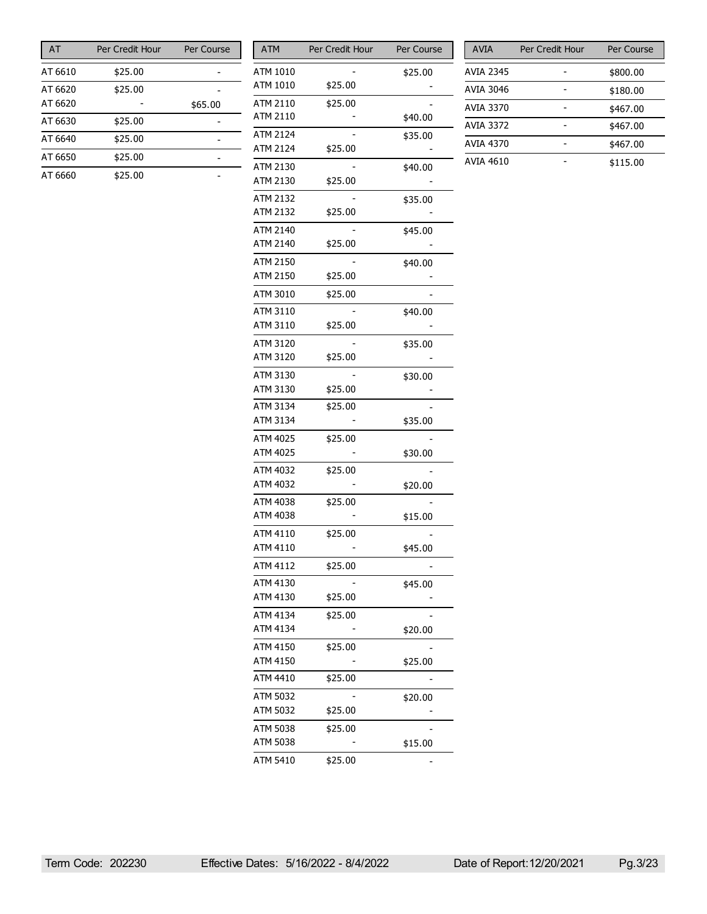| AT | Per Credit Hour | Per Course |
|---|---|---|
| AT 6610 | $25.00 | - |
| AT 6620 | $25.00 | - |
| AT 6620 | - | $65.00 |
| AT 6630 | $25.00 | - |
| AT 6640 | $25.00 | - |
| AT 6650 | $25.00 | - |
| AT 6660 | $25.00 | - |

| ATM | Per Credit Hour | Per Course |
|---|---|---|
| ATM 1010 | - | $25.00 |
| ATM 1010 | $25.00 | - |
| ATM 2110 | $25.00 | - |
| ATM 2110 | - | $40.00 |
| ATM 2124 | - | $35.00 |
| ATM 2124 | $25.00 | - |
| ATM 2130 | - | $40.00 |
| ATM 2130 | $25.00 | - |
| ATM 2132 | - | $35.00 |
| ATM 2132 | $25.00 | - |
| ATM 2140 | - | $45.00 |
| ATM 2140 | $25.00 | - |
| ATM 2150 | - | $40.00 |
| ATM 2150 | $25.00 | - |
| ATM 3010 | $25.00 | - |
| ATM 3110 | - | $40.00 |
| ATM 3110 | $25.00 | - |
| ATM 3120 | - | $35.00 |
| ATM 3120 | $25.00 | - |
| ATM 3130 | - | $30.00 |
| ATM 3130 | $25.00 | - |
| ATM 3134 | $25.00 | - |
| ATM 3134 | - | $35.00 |
| ATM 4025 | $25.00 | - |
| ATM 4025 | - | $30.00 |
| ATM 4032 | $25.00 | - |
| ATM 4032 | - | $20.00 |
| ATM 4038 | $25.00 | - |
| ATM 4038 | - | $15.00 |
| ATM 4110 | $25.00 | - |
| ATM 4110 | - | $45.00 |
| ATM 4112 | $25.00 | - |
| ATM 4130 | - | $45.00 |
| ATM 4130 | $25.00 | - |
| ATM 4134 | $25.00 | - |
| ATM 4134 | - | $20.00 |
| ATM 4150 | $25.00 | - |
| ATM 4150 | - | $25.00 |
| ATM 4410 | $25.00 | - |
| ATM 5032 | - | $20.00 |
| ATM 5032 | $25.00 | - |
| ATM 5038 | $25.00 | - |
| ATM 5038 | - | $15.00 |
| ATM 5410 | $25.00 | - |

| AVIA | Per Credit Hour | Per Course |
|---|---|---|
| AVIA 2345 | - | $800.00 |
| AVIA 3046 | - | $180.00 |
| AVIA 3370 | - | $467.00 |
| AVIA 3372 | - | $467.00 |
| AVIA 4370 | - | $467.00 |
| AVIA 4610 | - | $115.00 |

Term Code: 202230 Effective Dates: 5/16/2022 - 8/4/2022 Date of Report: 12/20/2021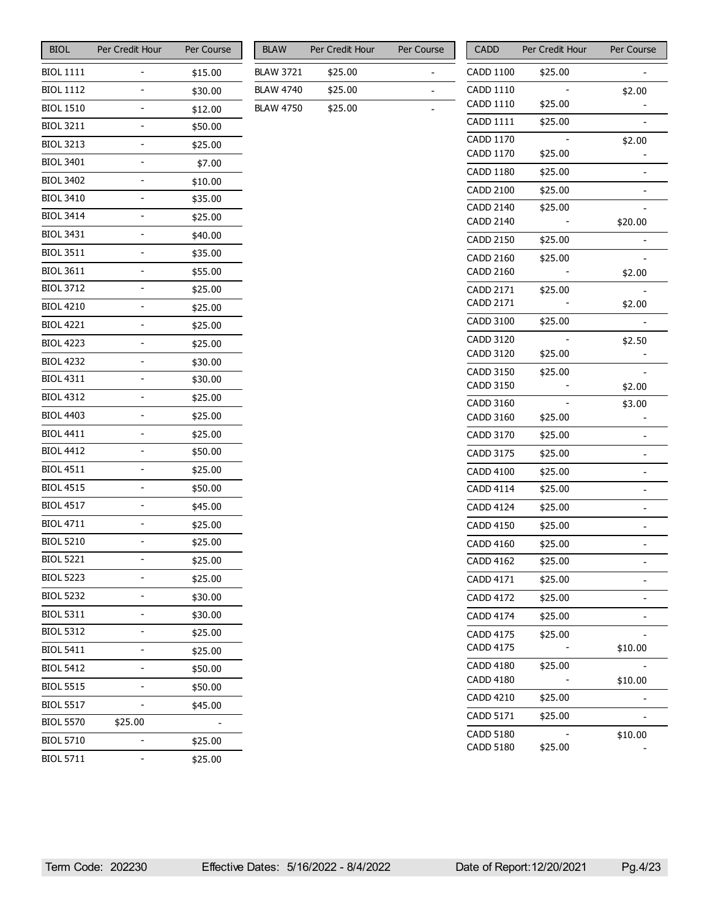| BIOL | Per Credit Hour | Per Course |
|---|---|---|
| BIOL 1111 | - | $15.00 |
| BIOL 1112 | - | $30.00 |
| BIOL 1510 | - | $12.00 |
| BIOL 3211 | - | $50.00 |
| BIOL 3213 | - | $25.00 |
| BIOL 3401 | - | $7.00 |
| BIOL 3402 | - | $10.00 |
| BIOL 3410 | - | $35.00 |
| BIOL 3414 | - | $25.00 |
| BIOL 3431 | - | $40.00 |
| BIOL 3511 | - | $35.00 |
| BIOL 3611 | - | $55.00 |
| BIOL 3712 | - | $25.00 |
| BIOL 4210 | - | $25.00 |
| BIOL 4221 | - | $25.00 |
| BIOL 4223 | - | $25.00 |
| BIOL 4232 | - | $30.00 |
| BIOL 4311 | - | $30.00 |
| BIOL 4312 | - | $25.00 |
| BIOL 4403 | - | $25.00 |
| BIOL 4411 | - | $25.00 |
| BIOL 4412 | - | $50.00 |
| BIOL 4511 | - | $25.00 |
| BIOL 4515 | - | $50.00 |
| BIOL 4517 | - | $45.00 |
| BIOL 4711 | - | $25.00 |
| BIOL 5210 | - | $25.00 |
| BIOL 5221 | - | $25.00 |
| BIOL 5223 | - | $25.00 |
| BIOL 5232 | - | $30.00 |
| BIOL 5311 | - | $30.00 |
| BIOL 5312 | - | $25.00 |
| BIOL 5411 | - | $25.00 |
| BIOL 5412 | - | $50.00 |
| BIOL 5515 | - | $50.00 |
| BIOL 5517 | - | $45.00 |
| BIOL 5570 | $25.00 | - |
| BIOL 5710 | - | $25.00 |
| BIOL 5711 | - | $25.00 |

| BLAW | Per Credit Hour | Per Course |
|---|---|---|
| BLAW 3721 | $25.00 | - |
| BLAW 4740 | $25.00 | - |
| BLAW 4750 | $25.00 | - |

| CADD | Per Credit Hour | Per Course |
|---|---|---|
| CADD 1100 | $25.00 | - |
| CADD 1110 | - | $2.00 |
| CADD 1110 | $25.00 | - |
| CADD 1111 | $25.00 | - |
| CADD 1170 | - | $2.00 |
| CADD 1170 | $25.00 | - |
| CADD 1180 | $25.00 | - |
| CADD 2100 | $25.00 | - |
| CADD 2140 | $25.00 | - |
| CADD 2140 | - | $20.00 |
| CADD 2150 | $25.00 | - |
| CADD 2160 | $25.00 | - |
| CADD 2160 | - | $2.00 |
| CADD 2171 | $25.00 | - |
| CADD 2171 | - | $2.00 |
| CADD 3100 | $25.00 | - |
| CADD 3120 | - | $2.50 |
| CADD 3120 | $25.00 | - |
| CADD 3150 | $25.00 | - |
| CADD 3150 | - | $2.00 |
| CADD 3160 | - | $3.00 |
| CADD 3160 | $25.00 | - |
| CADD 3170 | $25.00 | - |
| CADD 3175 | $25.00 | - |
| CADD 4100 | $25.00 | - |
| CADD 4114 | $25.00 | - |
| CADD 4124 | $25.00 | - |
| CADD 4150 | $25.00 | - |
| CADD 4160 | $25.00 | - |
| CADD 4162 | $25.00 | - |
| CADD 4171 | $25.00 | - |
| CADD 4172 | $25.00 | - |
| CADD 4174 | $25.00 | - |
| CADD 4175 | $25.00 | - |
| CADD 4175 | - | $10.00 |
| CADD 4180 | $25.00 | - |
| CADD 4180 | - | $10.00 |
| CADD 4210 | $25.00 | - |
| CADD 5171 | $25.00 | - |
| CADD 5180 | - | $10.00 |
| CADD 5180 | $25.00 | - |

Term Code: 202230 Effective Dates: 5/16/2022 - 8/4/2022 Date of Report: 12/20/2021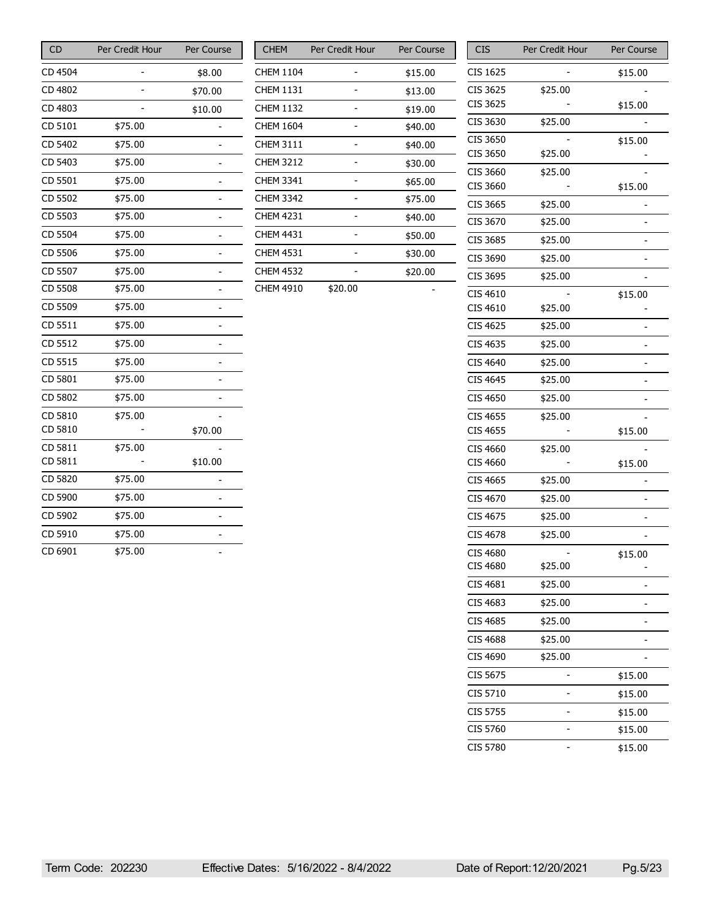| CD | Per Credit Hour | Per Course |
|---|---|---|
| CD 4504 | - | $8.00 |
| CD 4802 | - | $70.00 |
| CD 4803 | - | $10.00 |
| CD 5101 | $75.00 | - |
| CD 5402 | $75.00 | - |
| CD 5403 | $75.00 | - |
| CD 5501 | $75.00 | - |
| CD 5502 | $75.00 | - |
| CD 5503 | $75.00 | - |
| CD 5504 | $75.00 | - |
| CD 5506 | $75.00 | - |
| CD 5507 | $75.00 | - |
| CD 5508 | $75.00 | - |
| CD 5509 | $75.00 | - |
| CD 5511 | $75.00 | - |
| CD 5512 | $75.00 | - |
| CD 5515 | $75.00 | - |
| CD 5801 | $75.00 | - |
| CD 5802 | $75.00 | - |
| CD 5810 | $75.00 | - |
| CD 5810 | - | $70.00 |
| CD 5811 | $75.00 | - |
| CD 5811 | - | $10.00 |
| CD 5820 | $75.00 | - |
| CD 5900 | $75.00 | - |
| CD 5902 | $75.00 | - |
| CD 5910 | $75.00 | - |
| CD 6901 | $75.00 | - |

| CHEM | Per Credit Hour | Per Course |
|---|---|---|
| CHEM 1104 | - | $15.00 |
| CHEM 1131 | - | $13.00 |
| CHEM 1132 | - | $19.00 |
| CHEM 1604 | - | $40.00 |
| CHEM 3111 | - | $40.00 |
| CHEM 3212 | - | $30.00 |
| CHEM 3341 | - | $65.00 |
| CHEM 3342 | - | $75.00 |
| CHEM 4231 | - | $40.00 |
| CHEM 4431 | - | $50.00 |
| CHEM 4531 | - | $30.00 |
| CHEM 4532 | - | $20.00 |
| CHEM 4910 | $20.00 | - |

| CIS | Per Credit Hour | Per Course |
|---|---|---|
| CIS 1625 | - | $15.00 |
| CIS 3625 | $25.00 | - |
| CIS 3625 | - | $15.00 |
| CIS 3630 | $25.00 | - |
| CIS 3650 | - | $15.00 |
| CIS 3650 | $25.00 | - |
| CIS 3660 | $25.00 | - |
| CIS 3660 | - | $15.00 |
| CIS 3665 | $25.00 | - |
| CIS 3670 | $25.00 | - |
| CIS 3685 | $25.00 | - |
| CIS 3690 | $25.00 | - |
| CIS 3695 | $25.00 | - |
| CIS 4610 | - | $15.00 |
| CIS 4610 | $25.00 | - |
| CIS 4625 | $25.00 | - |
| CIS 4635 | $25.00 | - |
| CIS 4640 | $25.00 | - |
| CIS 4645 | $25.00 | - |
| CIS 4650 | $25.00 | - |
| CIS 4655 | $25.00 | - |
| CIS 4655 | - | $15.00 |
| CIS 4660 | $25.00 | - |
| CIS 4660 | - | $15.00 |
| CIS 4665 | $25.00 | - |
| CIS 4670 | $25.00 | - |
| CIS 4675 | $25.00 | - |
| CIS 4678 | $25.00 | - |
| CIS 4680 | - | $15.00 |
| CIS 4680 | $25.00 | - |
| CIS 4681 | $25.00 | - |
| CIS 4683 | $25.00 | - |
| CIS 4685 | $25.00 | - |
| CIS 4688 | $25.00 | - |
| CIS 4690 | $25.00 | - |
| CIS 5675 | - | $15.00 |
| CIS 5710 | - | $15.00 |
| CIS 5755 | - | $15.00 |
| CIS 5760 | - | $15.00 |
| CIS 5780 | - | $15.00 |

Term Code: 202230 Effective Dates: 5/16/2022 - 8/4/2022 Date of Report: 12/20/2021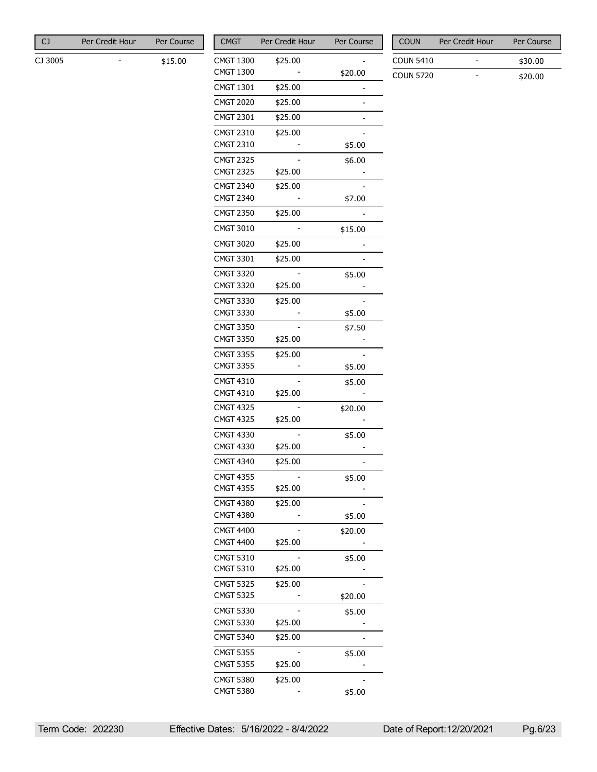| CJ | Per Credit Hour | Per Course |
|---|---|---|
| CJ 3005 | - | $15.00 |

| CMGT | Per Credit Hour | Per Course |
|---|---|---|
| CMGT 1300 | $25.00 | - |
| CMGT 1300 | - | $20.00 |
| CMGT 1301 | $25.00 | - |
| CMGT 2020 | $25.00 | - |
| CMGT 2301 | $25.00 | - |
| CMGT 2310 | $25.00 | - |
| CMGT 2310 | - | $5.00 |
| CMGT 2325 | - | $6.00 |
| CMGT 2325 | $25.00 | - |
| CMGT 2340 | $25.00 | - |
| CMGT 2340 | - | $7.00 |
| CMGT 2350 | $25.00 | - |
| CMGT 3010 | - | $15.00 |
| CMGT 3020 | $25.00 | - |
| CMGT 3301 | $25.00 | - |
| CMGT 3320 | - | $5.00 |
| CMGT 3320 | $25.00 | - |
| CMGT 3330 | $25.00 | - |
| CMGT 3330 | - | $5.00 |
| CMGT 3350 | - | $7.50 |
| CMGT 3350 | $25.00 | - |
| CMGT 3355 | $25.00 | - |
| CMGT 3355 | - | $5.00 |
| CMGT 4310 | - | $5.00 |
| CMGT 4310 | $25.00 | - |
| CMGT 4325 | - | $20.00 |
| CMGT 4325 | $25.00 | - |
| CMGT 4330 | - | $5.00 |
| CMGT 4330 | $25.00 | - |
| CMGT 4340 | $25.00 | - |
| CMGT 4355 | - | $5.00 |
| CMGT 4355 | $25.00 | - |
| CMGT 4380 | $25.00 | - |
| CMGT 4380 | - | $5.00 |
| CMGT 4400 | - | $20.00 |
| CMGT 4400 | $25.00 | - |
| CMGT 5310 | - | $5.00 |
| CMGT 5310 | $25.00 | - |
| CMGT 5325 | $25.00 | - |
| CMGT 5325 | - | $20.00 |
| CMGT 5330 | - | $5.00 |
| CMGT 5330 | $25.00 | - |
| CMGT 5340 | $25.00 | - |
| CMGT 5355 | - | $5.00 |
| CMGT 5355 | $25.00 | - |
| CMGT 5380 | $25.00 | - |
| CMGT 5380 | - | $5.00 |

| COUN | Per Credit Hour | Per Course |
|---|---|---|
| COUN 5410 | - | $30.00 |
| COUN 5720 | - | $20.00 |

Term Code: 202230 Effective Dates: 5/16/2022 - 8/4/2022 Date of Report: 12/20/2021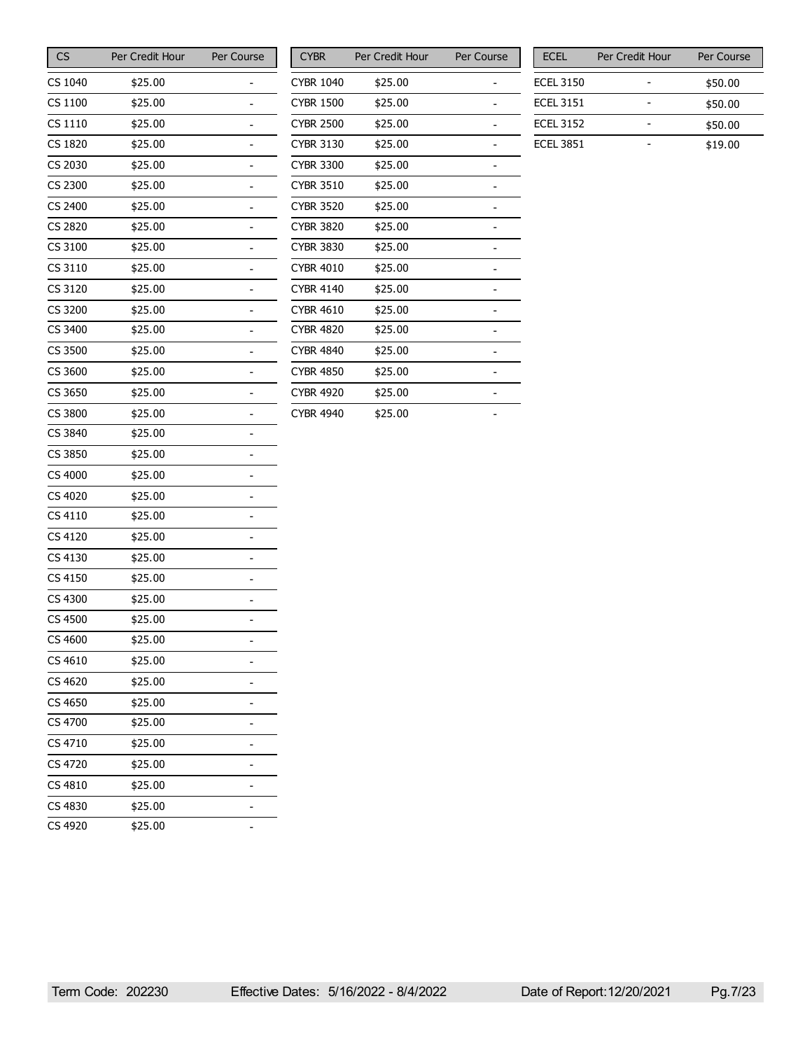| CS | Per Credit Hour | Per Course |
|---|---|---|
| CS 1040 | $25.00 | - |
| CS 1100 | $25.00 | - |
| CS 1110 | $25.00 | - |
| CS 1820 | $25.00 | - |
| CS 2030 | $25.00 | - |
| CS 2300 | $25.00 | - |
| CS 2400 | $25.00 | - |
| CS 2820 | $25.00 | - |
| CS 3100 | $25.00 | - |
| CS 3110 | $25.00 | - |
| CS 3120 | $25.00 | - |
| CS 3200 | $25.00 | - |
| CS 3400 | $25.00 | - |
| CS 3500 | $25.00 | - |
| CS 3600 | $25.00 | - |
| CS 3650 | $25.00 | - |
| CS 3800 | $25.00 | - |
| CS 3840 | $25.00 | - |
| CS 3850 | $25.00 | - |
| CS 4000 | $25.00 | - |
| CS 4020 | $25.00 | - |
| CS 4110 | $25.00 | - |
| CS 4120 | $25.00 | - |
| CS 4130 | $25.00 | - |
| CS 4150 | $25.00 | - |
| CS 4300 | $25.00 | - |
| CS 4500 | $25.00 | - |
| CS 4600 | $25.00 | - |
| CS 4610 | $25.00 | - |
| CS 4620 | $25.00 | - |
| CS 4650 | $25.00 | - |
| CS 4700 | $25.00 | - |
| CS 4710 | $25.00 | - |
| CS 4720 | $25.00 | - |
| CS 4810 | $25.00 | - |
| CS 4830 | $25.00 | - |
| CS 4920 | $25.00 | - |

| CYBR | Per Credit Hour | Per Course |
|---|---|---|
| CYBR 1040 | $25.00 | - |
| CYBR 1500 | $25.00 | - |
| CYBR 2500 | $25.00 | - |
| CYBR 3130 | $25.00 | - |
| CYBR 3300 | $25.00 | - |
| CYBR 3510 | $25.00 | - |
| CYBR 3520 | $25.00 | - |
| CYBR 3820 | $25.00 | - |
| CYBR 3830 | $25.00 | - |
| CYBR 4010 | $25.00 | - |
| CYBR 4140 | $25.00 | - |
| CYBR 4610 | $25.00 | - |
| CYBR 4820 | $25.00 | - |
| CYBR 4840 | $25.00 | - |
| CYBR 4850 | $25.00 | - |
| CYBR 4920 | $25.00 | - |
| CYBR 4940 | $25.00 | - |

| ECEL | Per Credit Hour | Per Course |
|---|---|---|
| ECEL 3150 | - | $50.00 |
| ECEL 3151 | - | $50.00 |
| ECEL 3152 | - | $50.00 |
| ECEL 3851 | - | $19.00 |

Term Code: 202230 Effective Dates: 5/16/2022 - 8/4/2022 Date of Report: 12/20/2021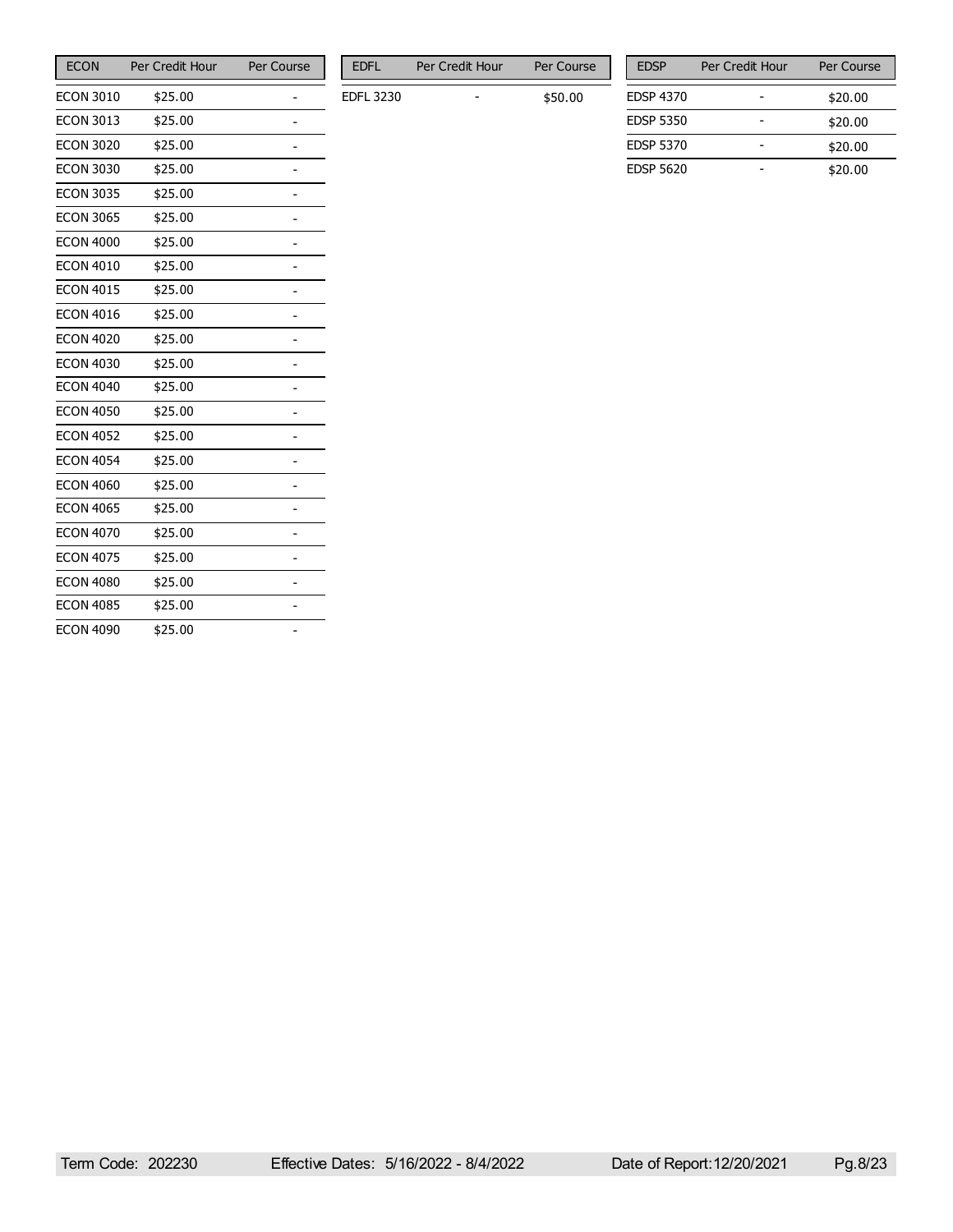| ECON | Per Credit Hour | Per Course |
| --- | --- | --- |
| ECON 3010 | $25.00 | - |
| ECON 3013 | $25.00 | - |
| ECON 3020 | $25.00 | - |
| ECON 3030 | $25.00 | - |
| ECON 3035 | $25.00 | - |
| ECON 3065 | $25.00 | - |
| ECON 4000 | $25.00 | - |
| ECON 4010 | $25.00 | - |
| ECON 4015 | $25.00 | - |
| ECON 4016 | $25.00 | - |
| ECON 4020 | $25.00 | - |
| ECON 4030 | $25.00 | - |
| ECON 4040 | $25.00 | - |
| ECON 4050 | $25.00 | - |
| ECON 4052 | $25.00 | - |
| ECON 4054 | $25.00 | - |
| ECON 4060 | $25.00 | - |
| ECON 4065 | $25.00 | - |
| ECON 4070 | $25.00 | - |
| ECON 4075 | $25.00 | - |
| ECON 4080 | $25.00 | - |
| ECON 4085 | $25.00 | - |
| ECON 4090 | $25.00 | - |

| EDFL | Per Credit Hour | Per Course |
| --- | --- | --- |
| EDFL 3230 | - | $50.00 |

| EDSP | Per Credit Hour | Per Course |
| --- | --- | --- |
| EDSP 4370 | - | $20.00 |
| EDSP 5350 | - | $20.00 |
| EDSP 5370 | - | $20.00 |
| EDSP 5620 | - | $20.00 |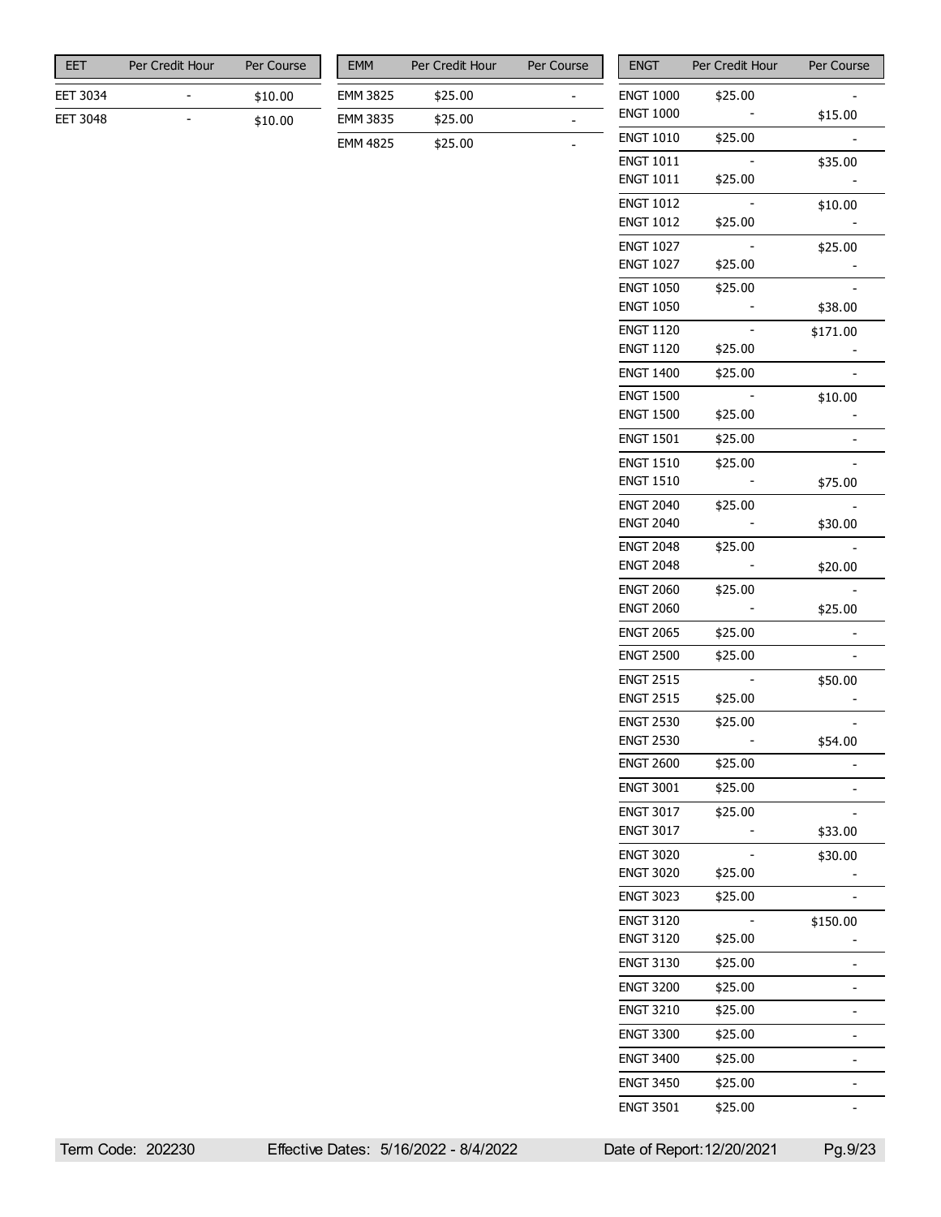| EET | Per Credit Hour | Per Course |
|---|---|---|
| EET 3034 | - | $10.00 |
| EET 3048 | - | $10.00 |

| EMM | Per Credit Hour | Per Course |
|---|---|---|
| EMM 3825 | $25.00 | - |
| EMM 3835 | $25.00 | - |
| EMM 4825 | $25.00 | - |

| ENGT | Per Credit Hour | Per Course |
|---|---|---|
| ENGT 1000 | $25.00 | - |
| ENGT 1000 | - | $15.00 |
| ENGT 1010 | $25.00 | - |
| ENGT 1011 | - | $35.00 |
| ENGT 1011 | $25.00 | - |
| ENGT 1012 | - | $10.00 |
| ENGT 1012 | $25.00 | - |
| ENGT 1027 | - | $25.00 |
| ENGT 1027 | $25.00 | - |
| ENGT 1050 | $25.00 | - |
| ENGT 1050 | - | $38.00 |
| ENGT 1120 | - | $171.00 |
| ENGT 1120 | $25.00 | - |
| ENGT 1400 | $25.00 | - |
| ENGT 1500 | - | $10.00 |
| ENGT 1500 | $25.00 | - |
| ENGT 1501 | $25.00 | - |
| ENGT 1510 | $25.00 | - |
| ENGT 1510 | - | $75.00 |
| ENGT 2040 | $25.00 | - |
| ENGT 2040 | - | $30.00 |
| ENGT 2048 | $25.00 | - |
| ENGT 2048 | - | $20.00 |
| ENGT 2060 | $25.00 | - |
| ENGT 2060 | - | $25.00 |
| ENGT 2065 | $25.00 | - |
| ENGT 2500 | $25.00 | - |
| ENGT 2515 | - | $50.00 |
| ENGT 2515 | $25.00 | - |
| ENGT 2530 | $25.00 | - |
| ENGT 2530 | - | $54.00 |
| ENGT 2600 | $25.00 | - |
| ENGT 3001 | $25.00 | - |
| ENGT 3017 | $25.00 | - |
| ENGT 3017 | - | $33.00 |
| ENGT 3020 | - | $30.00 |
| ENGT 3020 | $25.00 | - |
| ENGT 3023 | $25.00 | - |
| ENGT 3120 | - | $150.00 |
| ENGT 3120 | $25.00 | - |
| ENGT 3130 | $25.00 | - |
| ENGT 3200 | $25.00 | - |
| ENGT 3210 | $25.00 | - |
| ENGT 3300 | $25.00 | - |
| ENGT 3400 | $25.00 | - |
| ENGT 3450 | $25.00 | - |
| ENGT 3501 | $25.00 | - |

Term Code: 202230 Effective Dates: 5/16/2022 - 8/4/2022 Date of Report: 12/20/2021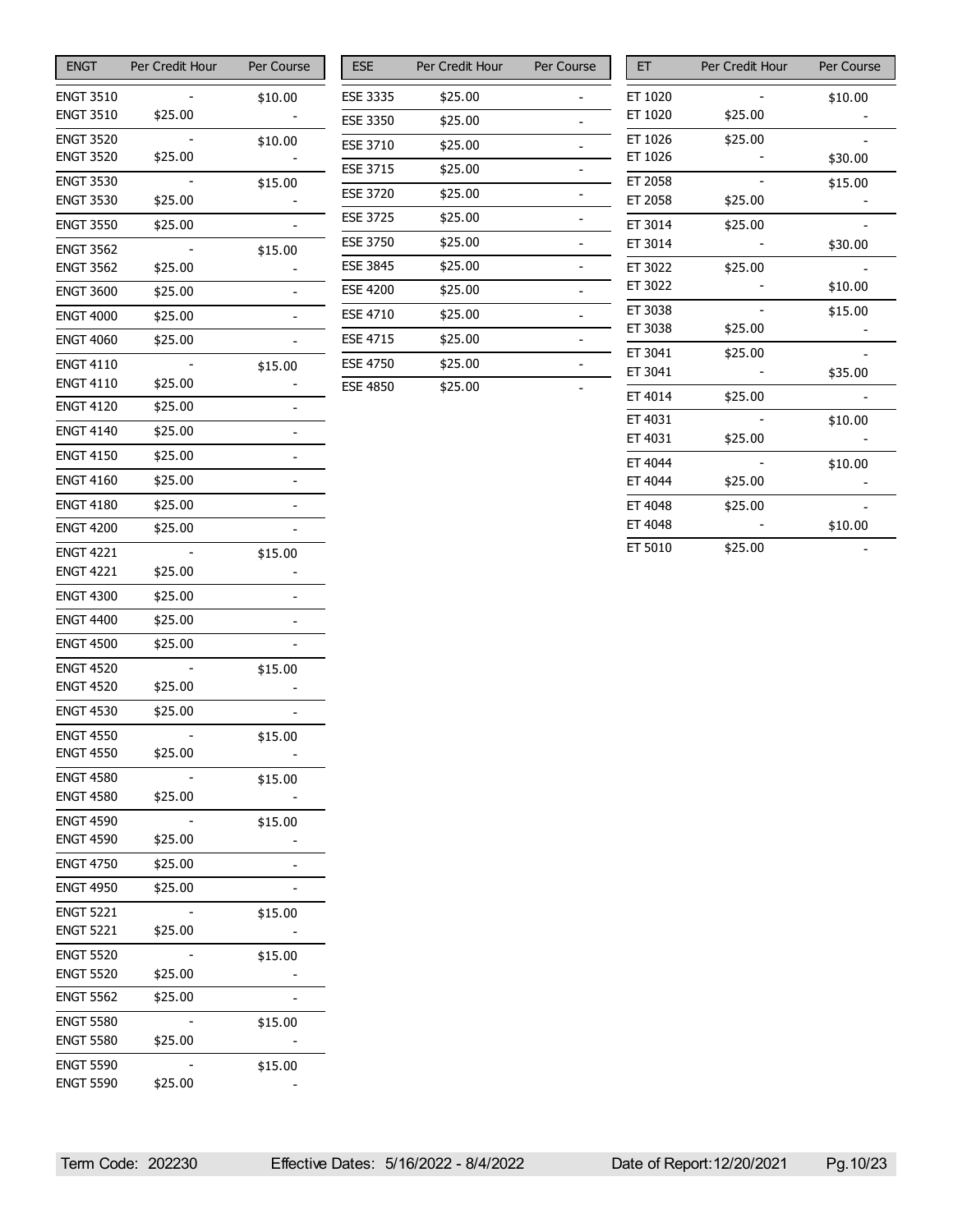| ENGT | Per Credit Hour | Per Course |
|---|---|---|
| ENGT 3510 | - | $10.00 |
| ENGT 3510 | $25.00 | - |
| ENGT 3520 | - | $10.00 |
| ENGT 3520 | $25.00 | - |
| ENGT 3530 | - | $15.00 |
| ENGT 3530 | $25.00 | - |
| ENGT 3550 | $25.00 | - |
| ENGT 3562 | - | $15.00 |
| ENGT 3562 | $25.00 | - |
| ENGT 3600 | $25.00 | - |
| ENGT 4000 | $25.00 | - |
| ENGT 4060 | $25.00 | - |
| ENGT 4110 | - | $15.00 |
| ENGT 4110 | $25.00 | - |
| ENGT 4120 | $25.00 | - |
| ENGT 4140 | $25.00 | - |
| ENGT 4150 | $25.00 | - |
| ENGT 4160 | $25.00 | - |
| ENGT 4180 | $25.00 | - |
| ENGT 4200 | $25.00 | - |
| ENGT 4221 | - | $15.00 |
| ENGT 4221 | $25.00 | - |
| ENGT 4300 | $25.00 | - |
| ENGT 4400 | $25.00 | - |
| ENGT 4500 | $25.00 | - |
| ENGT 4520 | - | $15.00 |
| ENGT 4520 | $25.00 | - |
| ENGT 4530 | $25.00 | - |
| ENGT 4550 | - | $15.00 |
| ENGT 4550 | $25.00 | - |
| ENGT 4580 | - | $15.00 |
| ENGT 4580 | $25.00 | - |
| ENGT 4590 | - | $15.00 |
| ENGT 4590 | $25.00 | - |
| ENGT 4750 | $25.00 | - |
| ENGT 4950 | $25.00 | - |
| ENGT 5221 | - | $15.00 |
| ENGT 5221 | $25.00 | - |
| ENGT 5520 | - | $15.00 |
| ENGT 5520 | $25.00 | - |
| ENGT 5562 | $25.00 | - |
| ENGT 5580 | - | $15.00 |
| ENGT 5580 | $25.00 | - |
| ENGT 5590 | - | $15.00 |
| ENGT 5590 | $25.00 | - |

| ESE | Per Credit Hour | Per Course |
|---|---|---|
| ESE 3335 | $25.00 | - |
| ESE 3350 | $25.00 | - |
| ESE 3710 | $25.00 | - |
| ESE 3715 | $25.00 | - |
| ESE 3720 | $25.00 | - |
| ESE 3725 | $25.00 | - |
| ESE 3750 | $25.00 | - |
| ESE 3845 | $25.00 | - |
| ESE 4200 | $25.00 | - |
| ESE 4710 | $25.00 | - |
| ESE 4715 | $25.00 | - |
| ESE 4750 | $25.00 | - |
| ESE 4850 | $25.00 | - |

| ET | Per Credit Hour | Per Course |
|---|---|---|
| ET 1020 | - | $10.00 |
| ET 1020 | $25.00 | - |
| ET 1026 | $25.00 | - |
| ET 1026 | - | $30.00 |
| ET 2058 | - | $15.00 |
| ET 2058 | $25.00 | - |
| ET 3014 | $25.00 | - |
| ET 3014 | - | $30.00 |
| ET 3022 | $25.00 | - |
| ET 3022 | - | $10.00 |
| ET 3038 | - | $15.00 |
| ET 3038 | $25.00 | - |
| ET 3041 | $25.00 | - |
| ET 3041 | - | $35.00 |
| ET 4014 | $25.00 | - |
| ET 4031 | - | $10.00 |
| ET 4031 | $25.00 | - |
| ET 4044 | - | $10.00 |
| ET 4044 | $25.00 | - |
| ET 4048 | $25.00 | - |
| ET 4048 | - | $10.00 |
| ET 5010 | $25.00 | - |

Term Code: 202230 Effective Dates: 5/16/2022 - 8/4/2022 Date of Report: 12/20/2021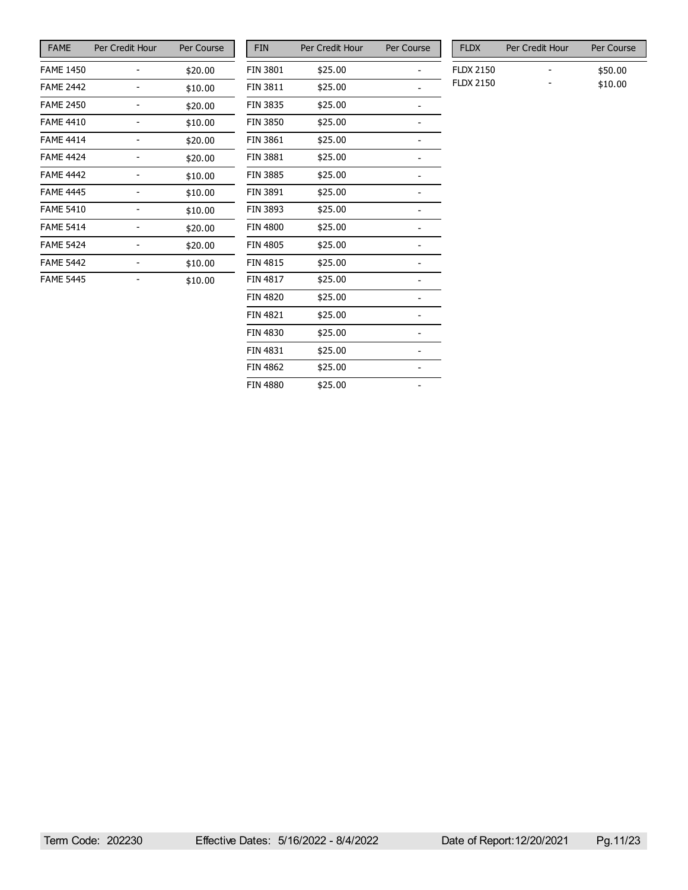| FAME | Per Credit Hour | Per Course |
| --- | --- | --- |
| FAME 1450 | - | $20.00 |
| FAME 2442 | - | $10.00 |
| FAME 2450 | - | $20.00 |
| FAME 4410 | - | $10.00 |
| FAME 4414 | - | $20.00 |
| FAME 4424 | - | $20.00 |
| FAME 4442 | - | $10.00 |
| FAME 4445 | - | $10.00 |
| FAME 5410 | - | $10.00 |
| FAME 5414 | - | $20.00 |
| FAME 5424 | - | $20.00 |
| FAME 5442 | - | $10.00 |
| FAME 5445 | - | $10.00 |

| FIN | Per Credit Hour | Per Course |
| --- | --- | --- |
| FIN 3801 | $25.00 | - |
| FIN 3811 | $25.00 | - |
| FIN 3835 | $25.00 | - |
| FIN 3850 | $25.00 | - |
| FIN 3861 | $25.00 | - |
| FIN 3881 | $25.00 | - |
| FIN 3885 | $25.00 | - |
| FIN 3891 | $25.00 | - |
| FIN 3893 | $25.00 | - |
| FIN 4800 | $25.00 | - |
| FIN 4805 | $25.00 | - |
| FIN 4815 | $25.00 | - |
| FIN 4817 | $25.00 | - |
| FIN 4820 | $25.00 | - |
| FIN 4821 | $25.00 | - |
| FIN 4830 | $25.00 | - |
| FIN 4831 | $25.00 | - |
| FIN 4862 | $25.00 | - |
| FIN 4880 | $25.00 | - |

| FLDX | Per Credit Hour | Per Course |
| --- | --- | --- |
| FLDX 2150 | - | $50.00 |
| FLDX 2150 | - | $10.00 |

Term Code: 202230 Effective Dates: 5/16/2022 - 8/4/2022 Date of Report: 12/20/2021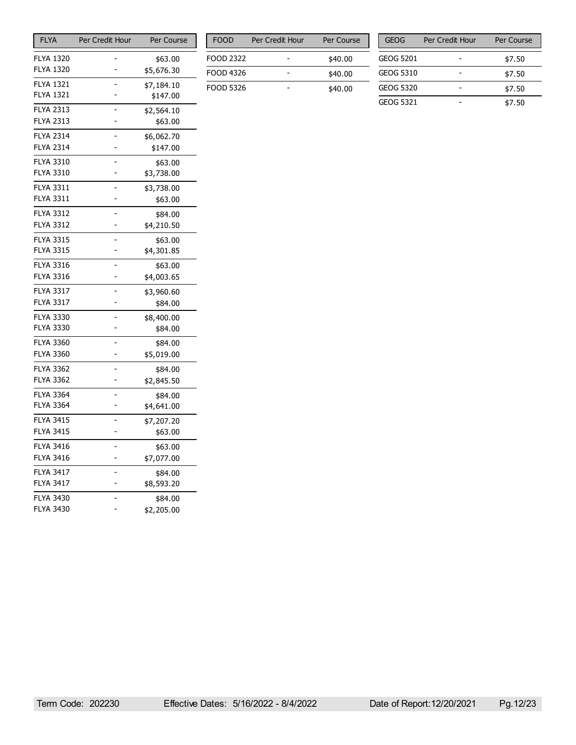| FLYA | Per Credit Hour | Per Course |
|---|---|---|
| FLYA 1320 | - | $63.00 |
| FLYA 1320 | - | $5,676.30 |
| FLYA 1321 | - | $7,184.10 |
| FLYA 1321 | - | $147.00 |
| FLYA 2313 | - | $2,564.10 |
| FLYA 2313 | - | $63.00 |
| FLYA 2314 | - | $6,062.70 |
| FLYA 2314 | - | $147.00 |
| FLYA 3310 | - | $63.00 |
| FLYA 3310 | - | $3,738.00 |
| FLYA 3311 | - | $3,738.00 |
| FLYA 3311 | - | $63.00 |
| FLYA 3312 | - | $84.00 |
| FLYA 3312 | - | $4,210.50 |
| FLYA 3315 | - | $63.00 |
| FLYA 3315 | - | $4,301.85 |
| FLYA 3316 | - | $63.00 |
| FLYA 3316 | - | $4,003.65 |
| FLYA 3317 | - | $3,960.60 |
| FLYA 3317 | - | $84.00 |
| FLYA 3330 | - | $8,400.00 |
| FLYA 3330 | - | $84.00 |
| FLYA 3360 | - | $84.00 |
| FLYA 3360 | - | $5,019.00 |
| FLYA 3362 | - | $84.00 |
| FLYA 3362 | - | $2,845.50 |
| FLYA 3364 | - | $84.00 |
| FLYA 3364 | - | $4,641.00 |
| FLYA 3415 | - | $7,207.20 |
| FLYA 3415 | - | $63.00 |
| FLYA 3416 | - | $63.00 |
| FLYA 3416 | - | $7,077.00 |
| FLYA 3417 | - | $84.00 |
| FLYA 3417 | - | $8,593.20 |
| FLYA 3430 | - | $84.00 |
| FLYA 3430 | - | $2,205.00 |

| FOOD | Per Credit Hour | Per Course |
|---|---|---|
| FOOD 2322 | - | $40.00 |
| FOOD 4326 | - | $40.00 |
| FOOD 5326 | - | $40.00 |

| GEOG | Per Credit Hour | Per Course |
|---|---|---|
| GEOG 5201 | - | $7.50 |
| GEOG 5310 | - | $7.50 |
| GEOG 5320 | - | $7.50 |
| GEOG 5321 | - | $7.50 |

Term Code: 202230 Effective Dates: 5/16/2022 - 8/4/2022 Date of Report: 12/20/2021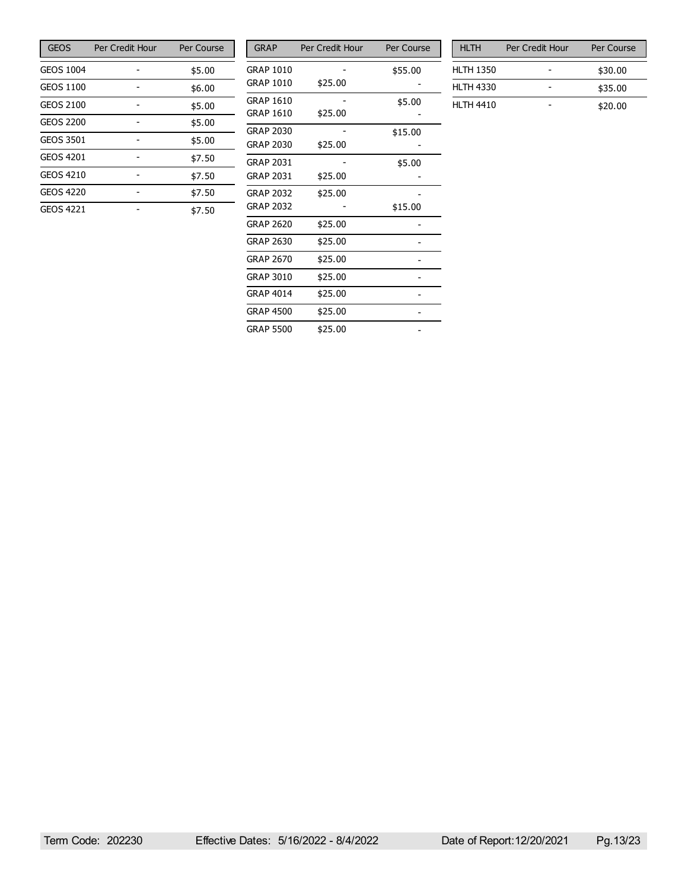| GEOS | Per Credit Hour | Per Course |
|---|---|---|
| GEOS 1004 | - | $5.00 |
| GEOS 1100 | - | $6.00 |
| GEOS 2100 | - | $5.00 |
| GEOS 2200 | - | $5.00 |
| GEOS 3501 | - | $5.00 |
| GEOS 4201 | - | $7.50 |
| GEOS 4210 | - | $7.50 |
| GEOS 4220 | - | $7.50 |
| GEOS 4221 | - | $7.50 |

| GRAP | Per Credit Hour | Per Course |
|---|---|---|
| GRAP 1010 | - | $55.00 |
| GRAP 1010 | $25.00 | - |
| GRAP 1610 | - | $5.00 |
| GRAP 1610 | $25.00 | - |
| GRAP 2030 | - | $15.00 |
| GRAP 2030 | $25.00 | - |
| GRAP 2031 | - | $5.00 |
| GRAP 2031 | $25.00 | - |
| GRAP 2032 | $25.00 | - |
| GRAP 2032 | - | $15.00 |
| GRAP 2620 | $25.00 | - |
| GRAP 2630 | $25.00 | - |
| GRAP 2670 | $25.00 | - |
| GRAP 3010 | $25.00 | - |
| GRAP 4014 | $25.00 | - |
| GRAP 4500 | $25.00 | - |
| GRAP 5500 | $25.00 | - |

| HLTH | Per Credit Hour | Per Course |
|---|---|---|
| HLTH 1350 | - | $30.00 |
| HLTH 4330 | - | $35.00 |
| HLTH 4410 | - | $20.00 |

Term Code: 202230 Effective Dates: 5/16/2022 - 8/4/2022 Date of Report: 12/20/2021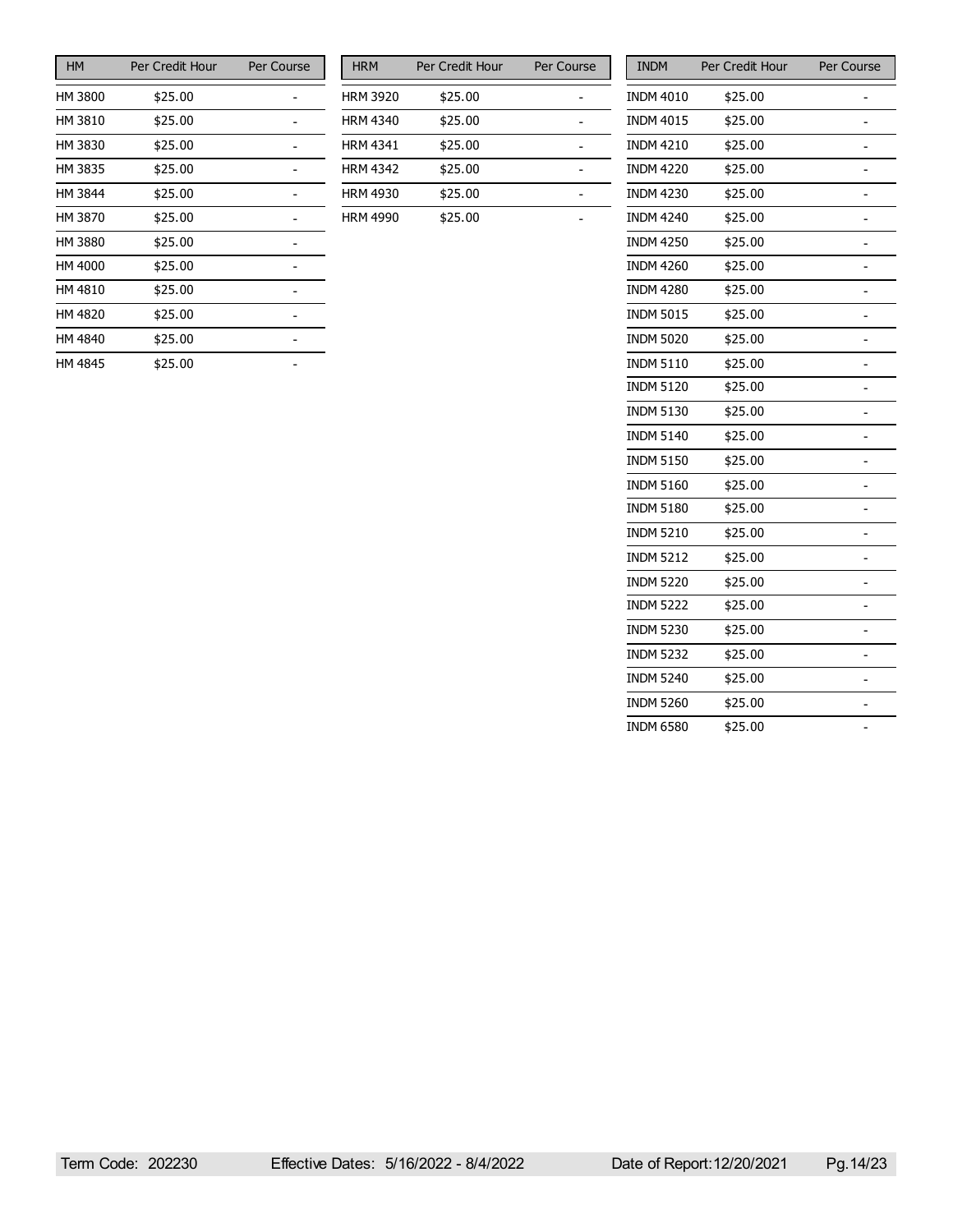| HM | Per Credit Hour | Per Course |
|---|---|---|
| HM 3800 | $25.00 | - |
| HM 3810 | $25.00 | - |
| HM 3830 | $25.00 | - |
| HM 3835 | $25.00 | - |
| HM 3844 | $25.00 | - |
| HM 3870 | $25.00 | - |
| HM 3880 | $25.00 | - |
| HM 4000 | $25.00 | - |
| HM 4810 | $25.00 | - |
| HM 4820 | $25.00 | - |
| HM 4840 | $25.00 | - |
| HM 4845 | $25.00 | - |

| HRM | Per Credit Hour | Per Course |
|---|---|---|
| HRM 3920 | $25.00 | - |
| HRM 4340 | $25.00 | - |
| HRM 4341 | $25.00 | - |
| HRM 4342 | $25.00 | - |
| HRM 4930 | $25.00 | - |
| HRM 4990 | $25.00 | - |

| INDM | Per Credit Hour | Per Course |
|---|---|---|
| INDM 4010 | $25.00 | - |
| INDM 4015 | $25.00 | - |
| INDM 4210 | $25.00 | - |
| INDM 4220 | $25.00 | - |
| INDM 4230 | $25.00 | - |
| INDM 4240 | $25.00 | - |
| INDM 4250 | $25.00 | - |
| INDM 4260 | $25.00 | - |
| INDM 4280 | $25.00 | - |
| INDM 5015 | $25.00 | - |
| INDM 5020 | $25.00 | - |
| INDM 5110 | $25.00 | - |
| INDM 5120 | $25.00 | - |
| INDM 5130 | $25.00 | - |
| INDM 5140 | $25.00 | - |
| INDM 5150 | $25.00 | - |
| INDM 5160 | $25.00 | - |
| INDM 5180 | $25.00 | - |
| INDM 5210 | $25.00 | - |
| INDM 5212 | $25.00 | - |
| INDM 5220 | $25.00 | - |
| INDM 5222 | $25.00 | - |
| INDM 5230 | $25.00 | - |
| INDM 5232 | $25.00 | - |
| INDM 5240 | $25.00 | - |
| INDM 5260 | $25.00 | - |
| INDM 6580 | $25.00 | - |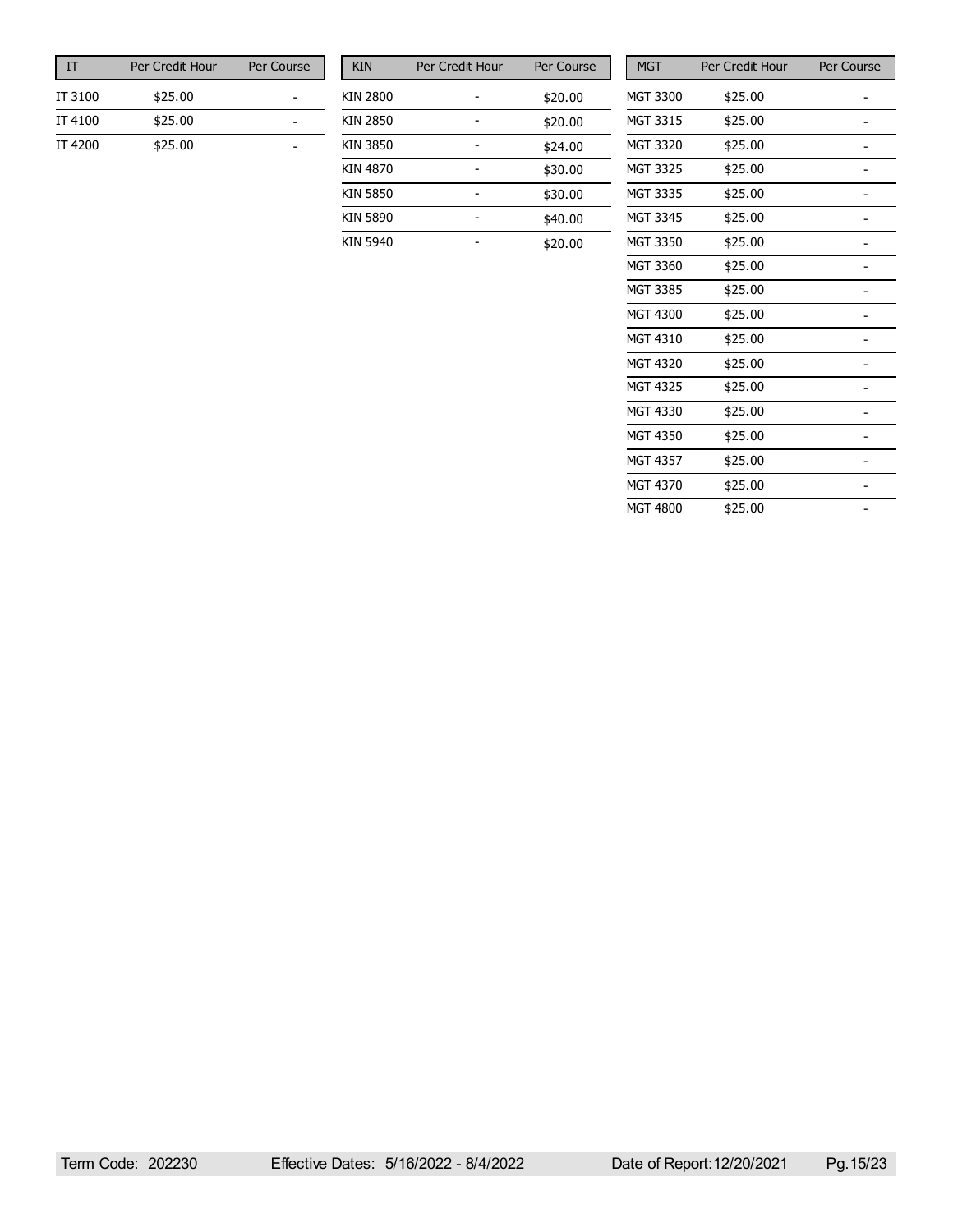| IT | Per Credit Hour | Per Course |
|---|---|---|
| IT 3100 | $25.00 | - |
| IT 4100 | $25.00 | - |
| IT 4200 | $25.00 | - |

| KIN | Per Credit Hour | Per Course |
|---|---|---|
| KIN 2800 | - | $20.00 |
| KIN 2850 | - | $20.00 |
| KIN 3850 | - | $24.00 |
| KIN 4870 | - | $30.00 |
| KIN 5850 | - | $30.00 |
| KIN 5890 | - | $40.00 |
| KIN 5940 | - | $20.00 |

| MGT | Per Credit Hour | Per Course |
|---|---|---|
| MGT 3300 | $25.00 | - |
| MGT 3315 | $25.00 | - |
| MGT 3320 | $25.00 | - |
| MGT 3325 | $25.00 | - |
| MGT 3335 | $25.00 | - |
| MGT 3345 | $25.00 | - |
| MGT 3350 | $25.00 | - |
| MGT 3360 | $25.00 | - |
| MGT 3385 | $25.00 | - |
| MGT 4300 | $25.00 | - |
| MGT 4310 | $25.00 | - |
| MGT 4320 | $25.00 | - |
| MGT 4325 | $25.00 | - |
| MGT 4330 | $25.00 | - |
| MGT 4350 | $25.00 | - |
| MGT 4357 | $25.00 | - |
| MGT 4370 | $25.00 | - |
| MGT 4800 | $25.00 | - |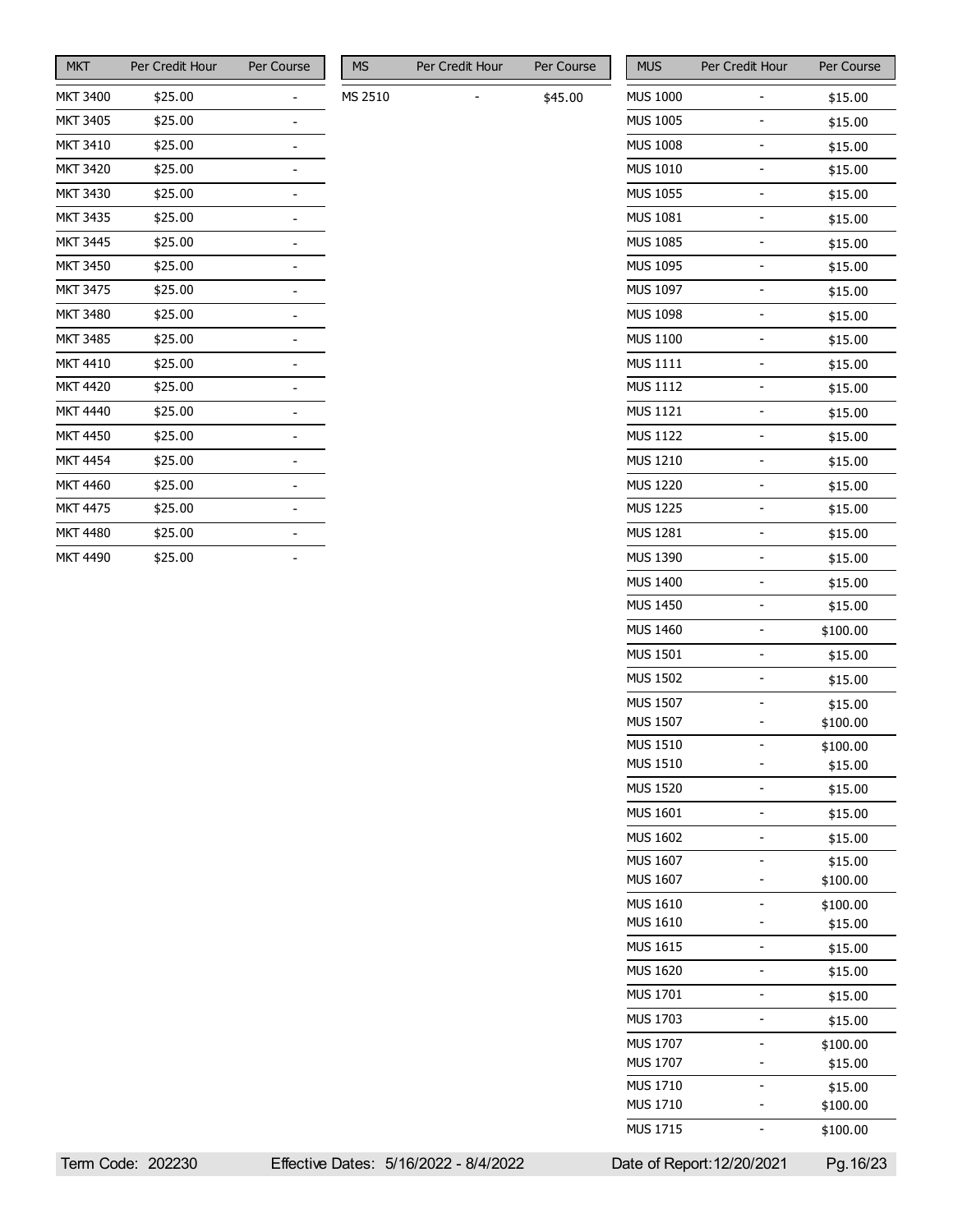| MKT | Per Credit Hour | Per Course |
|---|---|---|
| MKT 3400 | $25.00 | - |
| MKT 3405 | $25.00 | - |
| MKT 3410 | $25.00 | - |
| MKT 3420 | $25.00 | - |
| MKT 3430 | $25.00 | - |
| MKT 3435 | $25.00 | - |
| MKT 3445 | $25.00 | - |
| MKT 3450 | $25.00 | - |
| MKT 3475 | $25.00 | - |
| MKT 3480 | $25.00 | - |
| MKT 3485 | $25.00 | - |
| MKT 4410 | $25.00 | - |
| MKT 4420 | $25.00 | - |
| MKT 4440 | $25.00 | - |
| MKT 4450 | $25.00 | - |
| MKT 4454 | $25.00 | - |
| MKT 4460 | $25.00 | - |
| MKT 4475 | $25.00 | - |
| MKT 4480 | $25.00 | - |
| MKT 4490 | $25.00 | - |

| MS | Per Credit Hour | Per Course |
|---|---|---|
| MS 2510 | - | $45.00 |

| MUS | Per Credit Hour | Per Course |
|---|---|---|
| MUS 1000 | - | $15.00 |
| MUS 1005 | - | $15.00 |
| MUS 1008 | - | $15.00 |
| MUS 1010 | - | $15.00 |
| MUS 1055 | - | $15.00 |
| MUS 1081 | - | $15.00 |
| MUS 1085 | - | $15.00 |
| MUS 1095 | - | $15.00 |
| MUS 1097 | - | $15.00 |
| MUS 1098 | - | $15.00 |
| MUS 1100 | - | $15.00 |
| MUS 1111 | - | $15.00 |
| MUS 1112 | - | $15.00 |
| MUS 1121 | - | $15.00 |
| MUS 1122 | - | $15.00 |
| MUS 1210 | - | $15.00 |
| MUS 1220 | - | $15.00 |
| MUS 1225 | - | $15.00 |
| MUS 1281 | - | $15.00 |
| MUS 1390 | - | $15.00 |
| MUS 1400 | - | $15.00 |
| MUS 1450 | - | $15.00 |
| MUS 1460 | - | $100.00 |
| MUS 1501 | - | $15.00 |
| MUS 1502 | - | $15.00 |
| MUS 1507 | - | $15.00 |
| MUS 1507 | - | $100.00 |
| MUS 1510 | - | $100.00 |
| MUS 1510 | - | $15.00 |
| MUS 1520 | - | $15.00 |
| MUS 1601 | - | $15.00 |
| MUS 1602 | - | $15.00 |
| MUS 1607 | - | $15.00 |
| MUS 1607 | - | $100.00 |
| MUS 1610 | - | $100.00 |
| MUS 1610 | - | $15.00 |
| MUS 1615 | - | $15.00 |
| MUS 1620 | - | $15.00 |
| MUS 1701 | - | $15.00 |
| MUS 1703 | - | $15.00 |
| MUS 1707 | - | $100.00 |
| MUS 1707 | - | $15.00 |
| MUS 1710 | - | $15.00 |
| MUS 1710 | - | $100.00 |
| MUS 1715 | - | $100.00 |

Term Code: 202230 Effective Dates: 5/16/2022 - 8/4/2022 Date of Report: 12/20/2021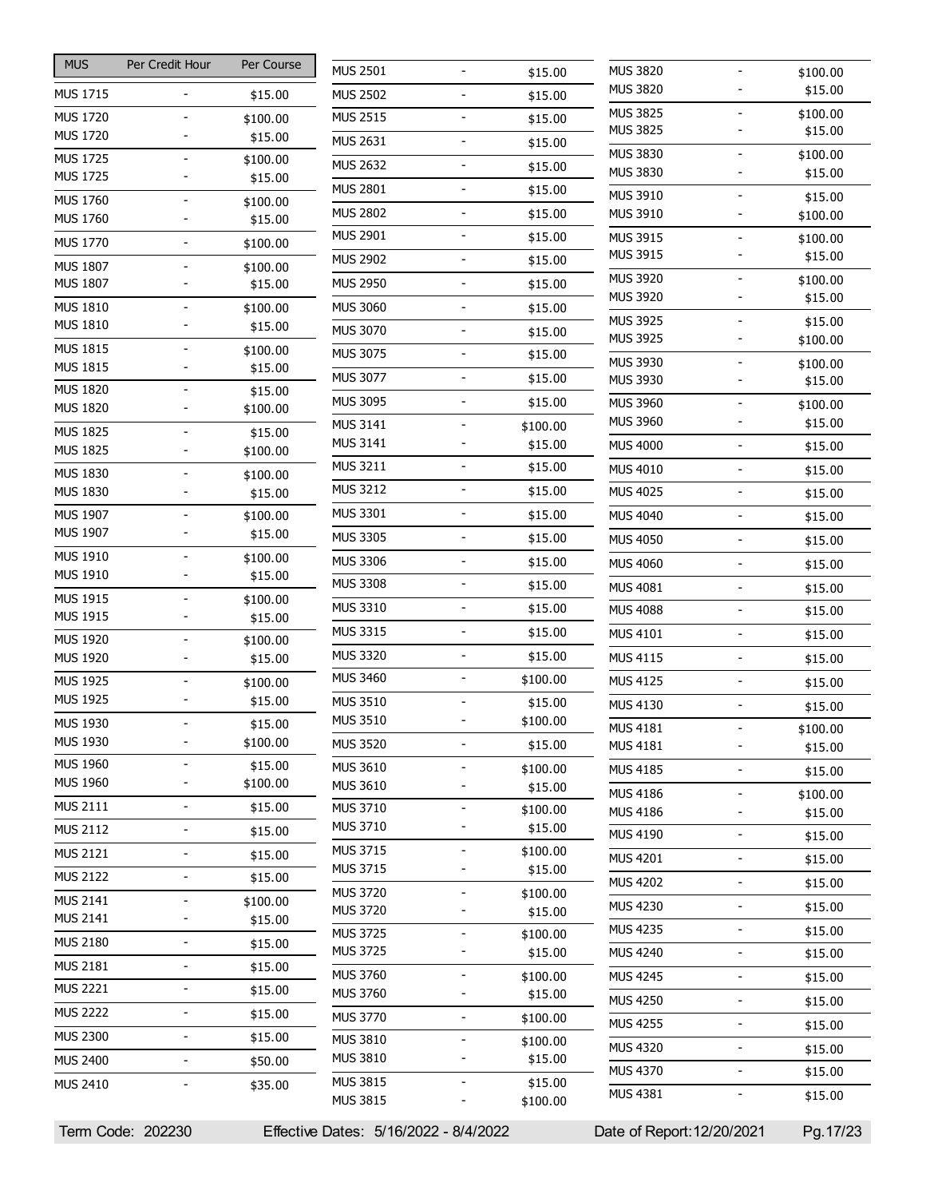| MUS | Per Credit Hour | Per Course |
|---|---|---|
| MUS 1715 | - | $15.00 |
| MUS 1720 | - | $100.00 |
| MUS 1720 | - | $15.00 |
| MUS 1725 | - | $100.00 |
| MUS 1725 | - | $15.00 |
| MUS 1760 | - | $100.00 |
| MUS 1760 | - | $15.00 |
| MUS 1770 | - | $100.00 |
| MUS 1807 | - | $100.00 |
| MUS 1807 | - | $15.00 |
| MUS 1810 | - | $100.00 |
| MUS 1810 | - | $15.00 |
| MUS 1815 | - | $100.00 |
| MUS 1815 | - | $15.00 |
| MUS 1820 | - | $15.00 |
| MUS 1820 | - | $100.00 |
| MUS 1825 | - | $15.00 |
| MUS 1825 | - | $100.00 |
| MUS 1830 | - | $100.00 |
| MUS 1830 | - | $15.00 |
| MUS 1907 | - | $100.00 |
| MUS 1907 | - | $15.00 |
| MUS 1910 | - | $100.00 |
| MUS 1910 | - | $15.00 |
| MUS 1915 | - | $100.00 |
| MUS 1915 | - | $15.00 |
| MUS 1920 | - | $100.00 |
| MUS 1920 | - | $15.00 |
| MUS 1925 | - | $100.00 |
| MUS 1925 | - | $15.00 |
| MUS 1930 | - | $15.00 |
| MUS 1930 | - | $100.00 |
| MUS 1960 | - | $15.00 |
| MUS 1960 | - | $100.00 |
| MUS 2111 | - | $15.00 |
| MUS 2112 | - | $15.00 |
| MUS 2121 | - | $15.00 |
| MUS 2122 | - | $15.00 |
| MUS 2141 | - | $100.00 |
| MUS 2141 | - | $15.00 |
| MUS 2180 | - | $15.00 |
| MUS 2181 | - | $15.00 |
| MUS 2221 | - | $15.00 |
| MUS 2222 | - | $15.00 |
| MUS 2300 | - | $15.00 |
| MUS 2400 | - | $50.00 |
| MUS 2410 | - | $35.00 |
| MUS 2501 | - | $15.00 |
| MUS 2502 | - | $15.00 |
| MUS 2515 | - | $15.00 |
| MUS 2631 | - | $15.00 |
| MUS 2632 | - | $15.00 |
| MUS 2801 | - | $15.00 |
| MUS 2802 | - | $15.00 |
| MUS 2901 | - | $15.00 |
| MUS 2902 | - | $15.00 |
| MUS 2950 | - | $15.00 |
| MUS 3060 | - | $15.00 |
| MUS 3070 | - | $15.00 |
| MUS 3075 | - | $15.00 |
| MUS 3077 | - | $15.00 |
| MUS 3095 | - | $15.00 |
| MUS 3141 | - | $100.00 |
| MUS 3141 | - | $15.00 |
| MUS 3211 | - | $15.00 |
| MUS 3212 | - | $15.00 |
| MUS 3301 | - | $15.00 |
| MUS 3305 | - | $15.00 |
| MUS 3306 | - | $15.00 |
| MUS 3308 | - | $15.00 |
| MUS 3310 | - | $15.00 |
| MUS 3315 | - | $15.00 |
| MUS 3320 | - | $15.00 |
| MUS 3460 | - | $100.00 |
| MUS 3510 | - | $15.00 |
| MUS 3510 | - | $100.00 |
| MUS 3520 | - | $15.00 |
| MUS 3610 | - | $100.00 |
| MUS 3610 | - | $15.00 |
| MUS 3710 | - | $100.00 |
| MUS 3710 | - | $15.00 |
| MUS 3715 | - | $100.00 |
| MUS 3715 | - | $15.00 |
| MUS 3720 | - | $100.00 |
| MUS 3720 | - | $15.00 |
| MUS 3725 | - | $100.00 |
| MUS 3725 | - | $15.00 |
| MUS 3760 | - | $100.00 |
| MUS 3760 | - | $15.00 |
| MUS 3770 | - | $100.00 |
| MUS 3810 | - | $100.00 |
| MUS 3810 | - | $15.00 |
| MUS 3815 | - | $15.00 |
| MUS 3815 | - | $100.00 |
| MUS 3820 | - | $100.00 |
| MUS 3820 | - | $15.00 |
| MUS 3825 | - | $100.00 |
| MUS 3825 | - | $15.00 |
| MUS 3830 | - | $100.00 |
| MUS 3830 | - | $15.00 |
| MUS 3910 | - | $15.00 |
| MUS 3910 | - | $100.00 |
| MUS 3915 | - | $100.00 |
| MUS 3915 | - | $15.00 |
| MUS 3920 | - | $100.00 |
| MUS 3920 | - | $15.00 |
| MUS 3925 | - | $15.00 |
| MUS 3925 | - | $100.00 |
| MUS 3930 | - | $100.00 |
| MUS 3930 | - | $15.00 |
| MUS 3960 | - | $100.00 |
| MUS 3960 | - | $15.00 |
| MUS 4000 | - | $15.00 |
| MUS 4010 | - | $15.00 |
| MUS 4025 | - | $15.00 |
| MUS 4040 | - | $15.00 |
| MUS 4050 | - | $15.00 |
| MUS 4060 | - | $15.00 |
| MUS 4081 | - | $15.00 |
| MUS 4088 | - | $15.00 |
| MUS 4101 | - | $15.00 |
| MUS 4115 | - | $15.00 |
| MUS 4125 | - | $15.00 |
| MUS 4130 | - | $15.00 |
| MUS 4181 | - | $100.00 |
| MUS 4181 | - | $15.00 |
| MUS 4185 | - | $15.00 |
| MUS 4186 | - | $100.00 |
| MUS 4186 | - | $15.00 |
| MUS 4190 | - | $15.00 |
| MUS 4201 | - | $15.00 |
| MUS 4202 | - | $15.00 |
| MUS 4230 | - | $15.00 |
| MUS 4235 | - | $15.00 |
| MUS 4240 | - | $15.00 |
| MUS 4245 | - | $15.00 |
| MUS 4250 | - | $15.00 |
| MUS 4255 | - | $15.00 |
| MUS 4320 | - | $15.00 |
| MUS 4370 | - | $15.00 |
| MUS 4381 | - | $15.00 |

Term Code: 202230 Effective Dates: 5/16/2022 - 8/4/2022 Date of Report: 12/20/2021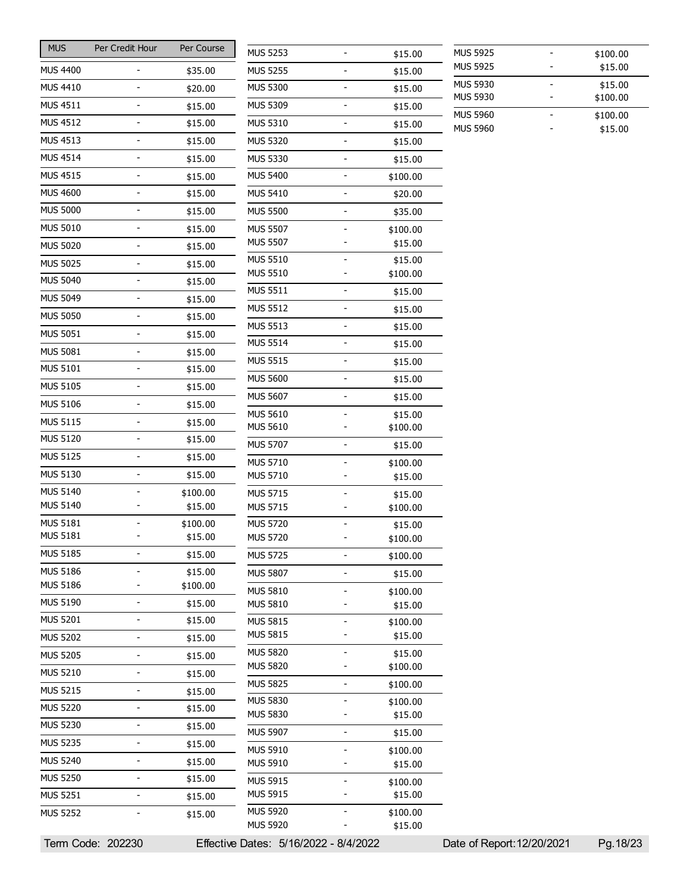| MUS | Per Credit Hour | Per Course |
| --- | --- | --- |
| MUS 4400 | - | $35.00 |
| MUS 4410 | - | $20.00 |
| MUS 4511 | - | $15.00 |
| MUS 4512 | - | $15.00 |
| MUS 4513 | - | $15.00 |
| MUS 4514 | - | $15.00 |
| MUS 4515 | - | $15.00 |
| MUS 4600 | - | $15.00 |
| MUS 5000 | - | $15.00 |
| MUS 5010 | - | $15.00 |
| MUS 5020 | - | $15.00 |
| MUS 5025 | - | $15.00 |
| MUS 5040 | - | $15.00 |
| MUS 5049 | - | $15.00 |
| MUS 5050 | - | $15.00 |
| MUS 5051 | - | $15.00 |
| MUS 5081 | - | $15.00 |
| MUS 5101 | - | $15.00 |
| MUS 5105 | - | $15.00 |
| MUS 5106 | - | $15.00 |
| MUS 5115 | - | $15.00 |
| MUS 5120 | - | $15.00 |
| MUS 5125 | - | $15.00 |
| MUS 5130 | - | $15.00 |
| MUS 5140 | - | $100.00 |
| MUS 5140 | - | $15.00 |
| MUS 5181 | - | $100.00 |
| MUS 5181 | - | $15.00 |
| MUS 5185 | - | $15.00 |
| MUS 5186 | - | $15.00 |
| MUS 5186 | - | $100.00 |
| MUS 5190 | - | $15.00 |
| MUS 5201 | - | $15.00 |
| MUS 5202 | - | $15.00 |
| MUS 5205 | - | $15.00 |
| MUS 5210 | - | $15.00 |
| MUS 5215 | - | $15.00 |
| MUS 5220 | - | $15.00 |
| MUS 5230 | - | $15.00 |
| MUS 5235 | - | $15.00 |
| MUS 5240 | - | $15.00 |
| MUS 5250 | - | $15.00 |
| MUS 5251 | - | $15.00 |
| MUS 5252 | - | $15.00 |
| MUS 5253 | - | $15.00 |
| MUS 5255 | - | $15.00 |
| MUS 5300 | - | $15.00 |
| MUS 5309 | - | $15.00 |
| MUS 5310 | - | $15.00 |
| MUS 5320 | - | $15.00 |
| MUS 5330 | - | $15.00 |
| MUS 5400 | - | $100.00 |
| MUS 5410 | - | $20.00 |
| MUS 5500 | - | $35.00 |
| MUS 5507 | - | $100.00 |
| MUS 5507 | - | $15.00 |
| MUS 5510 | - | $15.00 |
| MUS 5510 | - | $100.00 |
| MUS 5511 | - | $15.00 |
| MUS 5512 | - | $15.00 |
| MUS 5513 | - | $15.00 |
| MUS 5514 | - | $15.00 |
| MUS 5515 | - | $15.00 |
| MUS 5600 | - | $15.00 |
| MUS 5607 | - | $15.00 |
| MUS 5610 | - | $15.00 |
| MUS 5610 | - | $100.00 |
| MUS 5707 | - | $15.00 |
| MUS 5710 | - | $100.00 |
| MUS 5710 | - | $15.00 |
| MUS 5715 | - | $15.00 |
| MUS 5715 | - | $100.00 |
| MUS 5720 | - | $15.00 |
| MUS 5720 | - | $100.00 |
| MUS 5725 | - | $100.00 |
| MUS 5807 | - | $15.00 |
| MUS 5810 | - | $100.00 |
| MUS 5810 | - | $15.00 |
| MUS 5815 | - | $100.00 |
| MUS 5815 | - | $15.00 |
| MUS 5820 | - | $15.00 |
| MUS 5820 | - | $100.00 |
| MUS 5825 | - | $100.00 |
| MUS 5830 | - | $100.00 |
| MUS 5830 | - | $15.00 |
| MUS 5907 | - | $15.00 |
| MUS 5910 | - | $100.00 |
| MUS 5910 | - | $15.00 |
| MUS 5915 | - | $100.00 |
| MUS 5915 | - | $15.00 |
| MUS 5920 | - | $100.00 |
| MUS 5920 | - | $15.00 |
| MUS 5925 | - | $100.00 |
| MUS 5925 | - | $15.00 |
| MUS 5930 | - | $15.00 |
| MUS 5930 | - | $100.00 |
| MUS 5960 | - | $100.00 |
| MUS 5960 | - | $15.00 |

Term Code: 202230 Effective Dates: 5/16/2022 - 8/4/2022 Date of Report: 12/20/2021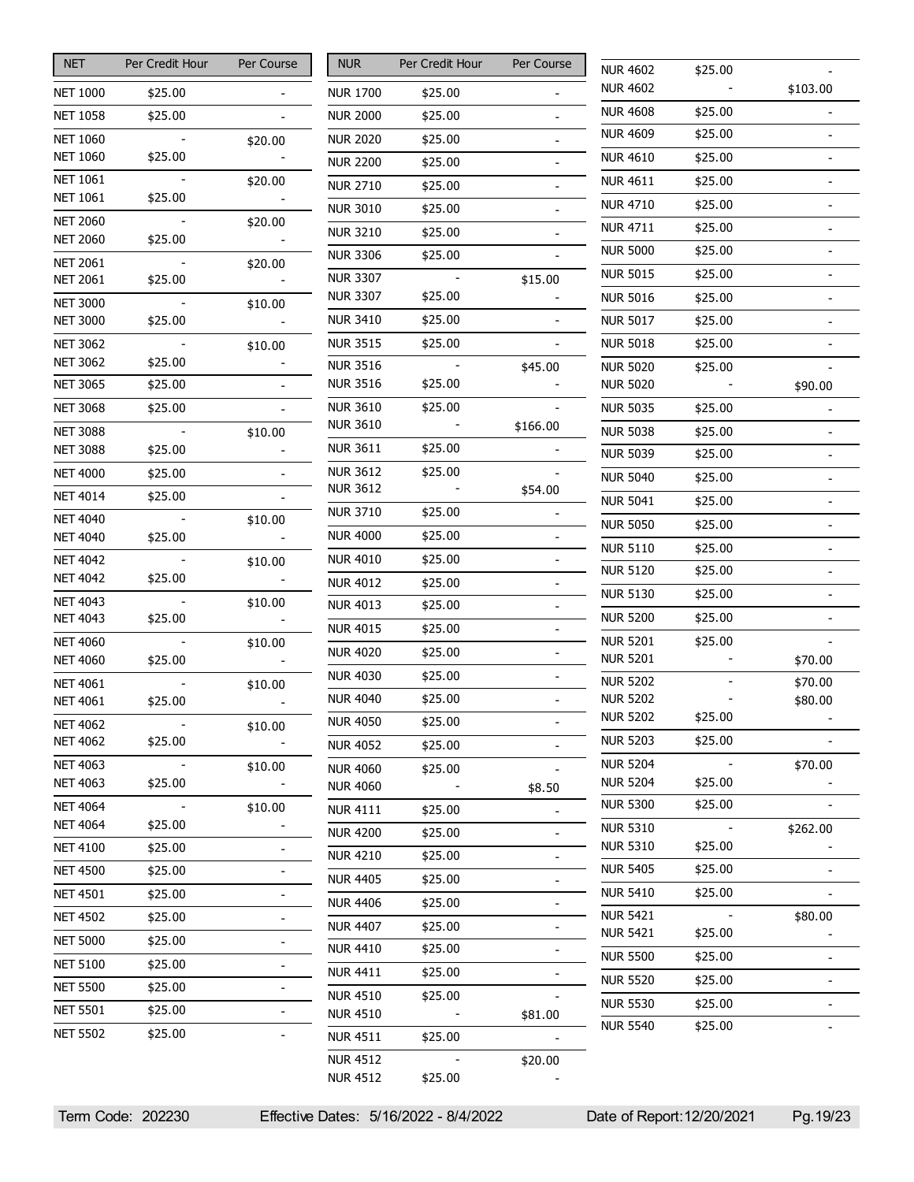| NET | Per Credit Hour | Per Course |
|---|---|---|
| NET 1000 | $25.00 | - |
| NET 1058 | $25.00 | - |
| NET 1060 | - | $20.00 |
| NET 1060 | $25.00 | - |
| NET 1061 | - | $20.00 |
| NET 1061 | $25.00 | - |
| NET 2060 | - | $20.00 |
| NET 2060 | $25.00 | - |
| NET 2061 | - | $20.00 |
| NET 2061 | $25.00 | - |
| NET 3000 | - | $10.00 |
| NET 3000 | $25.00 | - |
| NET 3062 | - | $10.00 |
| NET 3062 | $25.00 | - |
| NET 3065 | $25.00 | - |
| NET 3068 | $25.00 | - |
| NET 3088 | - | $10.00 |
| NET 3088 | $25.00 | - |
| NET 4000 | $25.00 | - |
| NET 4014 | $25.00 | - |
| NET 4040 | - | $10.00 |
| NET 4040 | $25.00 | - |
| NET 4042 | - | $10.00 |
| NET 4042 | $25.00 | - |
| NET 4043 | - | $10.00 |
| NET 4043 | $25.00 | - |
| NET 4060 | - | $10.00 |
| NET 4060 | $25.00 | - |
| NET 4061 | - | $10.00 |
| NET 4061 | $25.00 | - |
| NET 4062 | - | $10.00 |
| NET 4062 | $25.00 | - |
| NET 4063 | - | $10.00 |
| NET 4063 | $25.00 | - |
| NET 4064 | - | $10.00 |
| NET 4064 | $25.00 | - |
| NET 4100 | $25.00 | - |
| NET 4500 | $25.00 | - |
| NET 4501 | $25.00 | - |
| NET 4502 | $25.00 | - |
| NET 5000 | $25.00 | - |
| NET 5100 | $25.00 | - |
| NET 5500 | $25.00 | - |
| NET 5501 | $25.00 | - |
| NET 5502 | $25.00 | - |

| NUR | Per Credit Hour | Per Course |
|---|---|---|
| NUR 1700 | $25.00 | - |
| NUR 2000 | $25.00 | - |
| NUR 2020 | $25.00 | - |
| NUR 2200 | $25.00 | - |
| NUR 2710 | $25.00 | - |
| NUR 3010 | $25.00 | - |
| NUR 3210 | $25.00 | - |
| NUR 3306 | $25.00 | - |
| NUR 3307 | - | $15.00 |
| NUR 3307 | $25.00 | - |
| NUR 3410 | $25.00 | - |
| NUR 3515 | $25.00 | - |
| NUR 3516 | - | $45.00 |
| NUR 3516 | $25.00 | - |
| NUR 3610 | $25.00 | - |
| NUR 3610 | - | $166.00 |
| NUR 3611 | $25.00 | - |
| NUR 3612 | $25.00 | - |
| NUR 3612 | - | $54.00 |
| NUR 3710 | $25.00 | - |
| NUR 4000 | $25.00 | - |
| NUR 4010 | $25.00 | - |
| NUR 4012 | $25.00 | - |
| NUR 4013 | $25.00 | - |
| NUR 4015 | $25.00 | - |
| NUR 4020 | $25.00 | - |
| NUR 4030 | $25.00 | - |
| NUR 4040 | $25.00 | - |
| NUR 4050 | $25.00 | - |
| NUR 4052 | $25.00 | - |
| NUR 4060 | $25.00 | - |
| NUR 4060 | - | $8.50 |
| NUR 4111 | $25.00 | - |
| NUR 4200 | $25.00 | - |
| NUR 4210 | $25.00 | - |
| NUR 4405 | $25.00 | - |
| NUR 4406 | $25.00 | - |
| NUR 4407 | $25.00 | - |
| NUR 4410 | $25.00 | - |
| NUR 4411 | $25.00 | - |
| NUR 4510 | $25.00 | - |
| NUR 4510 | - | $81.00 |
| NUR 4511 | $25.00 | - |
| NUR 4512 | - | $20.00 |
| NUR 4512 | $25.00 | - |
| NUR 4602 | $25.00 | - |
| NUR 4602 | - | $103.00 |
| NUR 4608 | $25.00 | - |
| NUR 4609 | $25.00 | - |
| NUR 4610 | $25.00 | - |
| NUR 4611 | $25.00 | - |
| NUR 4710 | $25.00 | - |
| NUR 4711 | $25.00 | - |
| NUR 5000 | $25.00 | - |
| NUR 5015 | $25.00 | - |
| NUR 5016 | $25.00 | - |
| NUR 5017 | $25.00 | - |
| NUR 5018 | $25.00 | - |
| NUR 5020 | $25.00 | - |
| NUR 5020 | - | $90.00 |
| NUR 5035 | $25.00 | - |
| NUR 5038 | $25.00 | - |
| NUR 5039 | $25.00 | - |
| NUR 5040 | $25.00 | - |
| NUR 5041 | $25.00 | - |
| NUR 5050 | $25.00 | - |
| NUR 5110 | $25.00 | - |
| NUR 5120 | $25.00 | - |
| NUR 5130 | $25.00 | - |
| NUR 5200 | $25.00 | - |
| NUR 5201 | $25.00 | - |
| NUR 5201 | - | $70.00 |
| NUR 5202 | - | $70.00 |
| NUR 5202 | - | $80.00 |
| NUR 5202 | $25.00 | - |
| NUR 5203 | $25.00 | - |
| NUR 5204 | - | $70.00 |
| NUR 5204 | $25.00 | - |
| NUR 5300 | $25.00 | - |
| NUR 5310 | - | $262.00 |
| NUR 5310 | $25.00 | - |
| NUR 5405 | $25.00 | - |
| NUR 5410 | $25.00 | - |
| NUR 5421 | - | $80.00 |
| NUR 5421 | $25.00 | - |
| NUR 5500 | $25.00 | - |
| NUR 5520 | $25.00 | - |
| NUR 5530 | $25.00 | - |
| NUR 5540 | $25.00 | - |

Term Code: 202230 Effective Dates: 5/16/2022 - 8/4/2022 Date of Report: 12/20/2021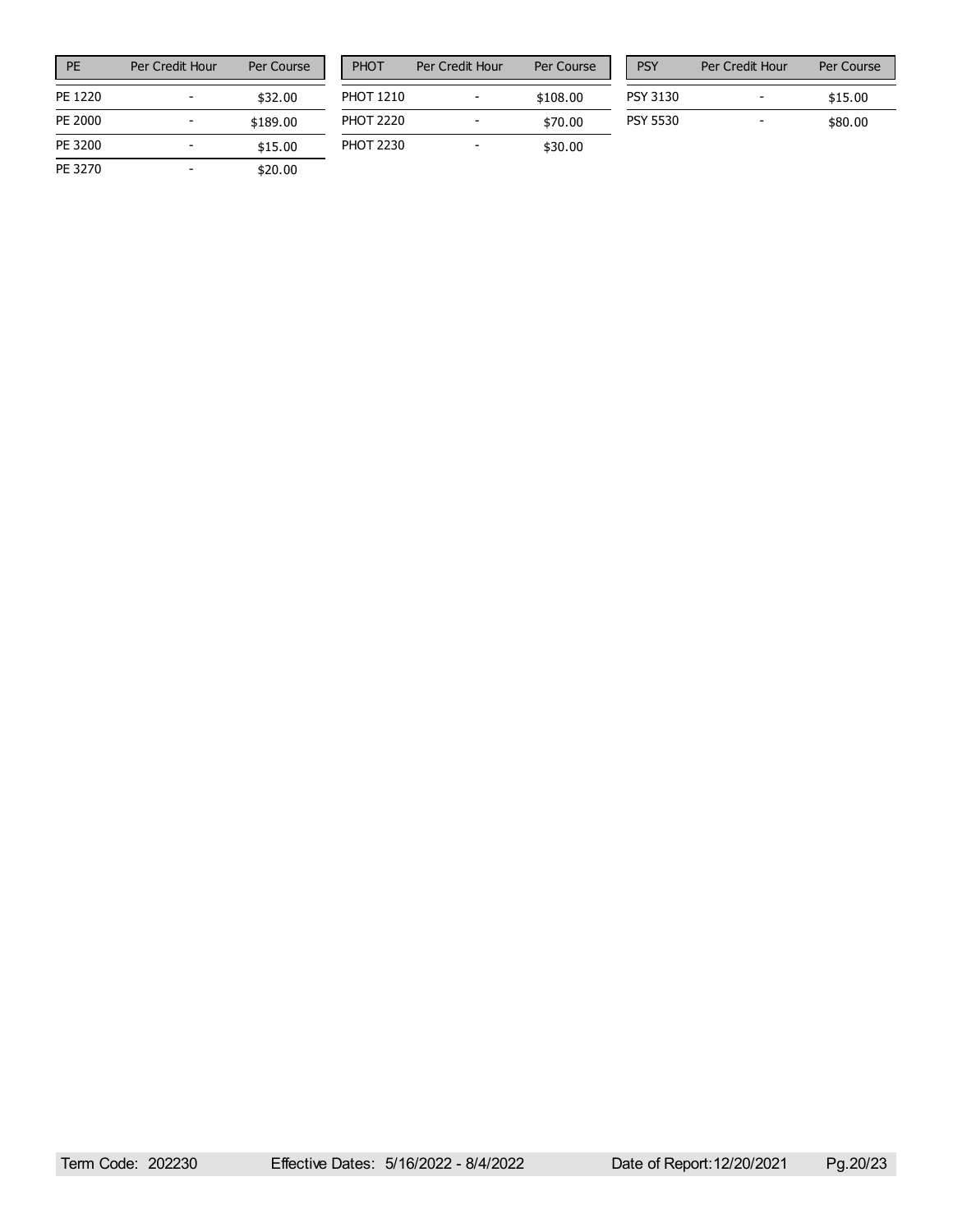| PE | Per Credit Hour | Per Course |
|---|---|---|
| PE 1220 | - | $32.00 |
| PE 2000 | - | $189.00 |
| PE 3200 | - | $15.00 |
| PE 3270 | - | $20.00 |

| PHOT | Per Credit Hour | Per Course |
|---|---|---|
| PHOT 1210 | - | $108.00 |
| PHOT 2220 | - | $70.00 |
| PHOT 2230 | - | $30.00 |

| PSY | Per Credit Hour | Per Course |
|---|---|---|
| PSY 3130 | - | $15.00 |
| PSY 5530 | - | $80.00 |

Term Code: 202230 Effective Dates: 5/16/2022 - 8/4/2022 Date of Report: 12/20/2021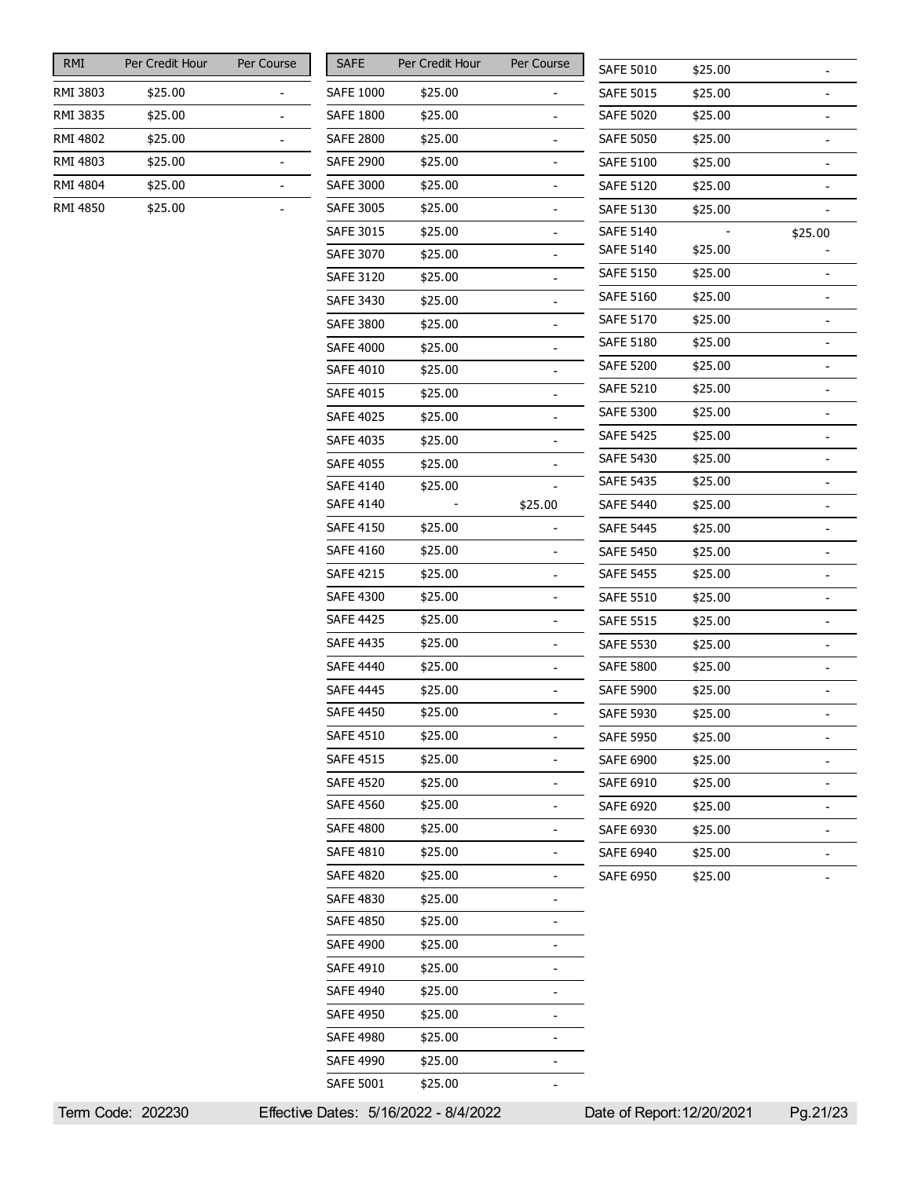| RMI | Per Credit Hour | Per Course |
| --- | --- | --- |
| RMI 3803 | $25.00 | - |
| RMI 3835 | $25.00 | - |
| RMI 4802 | $25.00 | - |
| RMI 4803 | $25.00 | - |
| RMI 4804 | $25.00 | - |
| RMI 4850 | $25.00 | - |

| SAFE | Per Credit Hour | Per Course |
| --- | --- | --- |
| SAFE 1000 | $25.00 | - |
| SAFE 1800 | $25.00 | - |
| SAFE 2800 | $25.00 | - |
| SAFE 2900 | $25.00 | - |
| SAFE 3000 | $25.00 | - |
| SAFE 3005 | $25.00 | - |
| SAFE 3015 | $25.00 | - |
| SAFE 3070 | $25.00 | - |
| SAFE 3120 | $25.00 | - |
| SAFE 3430 | $25.00 | - |
| SAFE 3800 | $25.00 | - |
| SAFE 4000 | $25.00 | - |
| SAFE 4010 | $25.00 | - |
| SAFE 4015 | $25.00 | - |
| SAFE 4025 | $25.00 | - |
| SAFE 4035 | $25.00 | - |
| SAFE 4055 | $25.00 | - |
| SAFE 4140 | $25.00 | - |
| SAFE 4140 | - | $25.00 |
| SAFE 4150 | $25.00 | - |
| SAFE 4160 | $25.00 | - |
| SAFE 4215 | $25.00 | - |
| SAFE 4300 | $25.00 | - |
| SAFE 4425 | $25.00 | - |
| SAFE 4435 | $25.00 | - |
| SAFE 4440 | $25.00 | - |
| SAFE 4445 | $25.00 | - |
| SAFE 4450 | $25.00 | - |
| SAFE 4510 | $25.00 | - |
| SAFE 4515 | $25.00 | - |
| SAFE 4520 | $25.00 | - |
| SAFE 4560 | $25.00 | - |
| SAFE 4800 | $25.00 | - |
| SAFE 4810 | $25.00 | - |
| SAFE 4820 | $25.00 | - |
| SAFE 4830 | $25.00 | - |
| SAFE 4850 | $25.00 | - |
| SAFE 4900 | $25.00 | - |
| SAFE 4910 | $25.00 | - |
| SAFE 4940 | $25.00 | - |
| SAFE 4950 | $25.00 | - |
| SAFE 4980 | $25.00 | - |
| SAFE 4990 | $25.00 | - |
| SAFE 5001 | $25.00 | - |
| SAFE 5010 | $25.00 | - |
| SAFE 5015 | $25.00 | - |
| SAFE 5020 | $25.00 | - |
| SAFE 5050 | $25.00 | - |
| SAFE 5100 | $25.00 | - |
| SAFE 5120 | $25.00 | - |
| SAFE 5130 | $25.00 | - |
| SAFE 5140 | - | $25.00 |
| SAFE 5140 | $25.00 | - |
| SAFE 5150 | $25.00 | - |
| SAFE 5160 | $25.00 | - |
| SAFE 5170 | $25.00 | - |
| SAFE 5180 | $25.00 | - |
| SAFE 5200 | $25.00 | - |
| SAFE 5210 | $25.00 | - |
| SAFE 5300 | $25.00 | - |
| SAFE 5425 | $25.00 | - |
| SAFE 5430 | $25.00 | - |
| SAFE 5435 | $25.00 | - |
| SAFE 5440 | $25.00 | - |
| SAFE 5445 | $25.00 | - |
| SAFE 5450 | $25.00 | - |
| SAFE 5455 | $25.00 | - |
| SAFE 5510 | $25.00 | - |
| SAFE 5515 | $25.00 | - |
| SAFE 5530 | $25.00 | - |
| SAFE 5800 | $25.00 | - |
| SAFE 5900 | $25.00 | - |
| SAFE 5930 | $25.00 | - |
| SAFE 5950 | $25.00 | - |
| SAFE 6900 | $25.00 | - |
| SAFE 6910 | $25.00 | - |
| SAFE 6920 | $25.00 | - |
| SAFE 6930 | $25.00 | - |
| SAFE 6940 | $25.00 | - |
| SAFE 6950 | $25.00 | - |

Term Code: 202230 Effective Dates: 5/16/2022 - 8/4/2022 Date of Report: 12/20/2021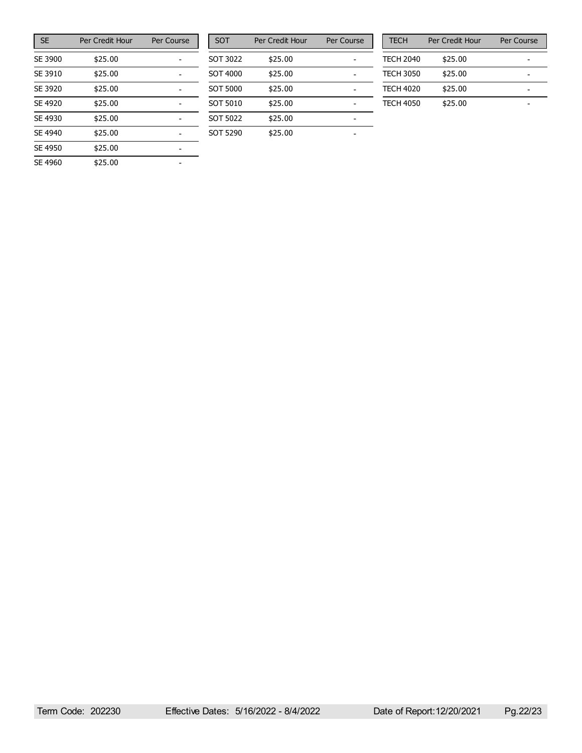| SE | Per Credit Hour | Per Course |
|---|---|---|
| SE 3900 | $25.00 | - |
| SE 3910 | $25.00 | - |
| SE 3920 | $25.00 | - |
| SE 4920 | $25.00 | - |
| SE 4930 | $25.00 | - |
| SE 4940 | $25.00 | - |
| SE 4950 | $25.00 | - |
| SE 4960 | $25.00 | - |

| SOT | Per Credit Hour | Per Course |
|---|---|---|
| SOT 3022 | $25.00 | - |
| SOT 4000 | $25.00 | - |
| SOT 5000 | $25.00 | - |
| SOT 5010 | $25.00 | - |
| SOT 5022 | $25.00 | - |
| SOT 5290 | $25.00 | - |

| TECH | Per Credit Hour | Per Course |
|---|---|---|
| TECH 2040 | $25.00 | - |
| TECH 3050 | $25.00 | - |
| TECH 4020 | $25.00 | - |
| TECH 4050 | $25.00 | - |

Term Code: 202230 Effective Dates: 5/16/2022 - 8/4/2022 Date of Report: 12/20/2021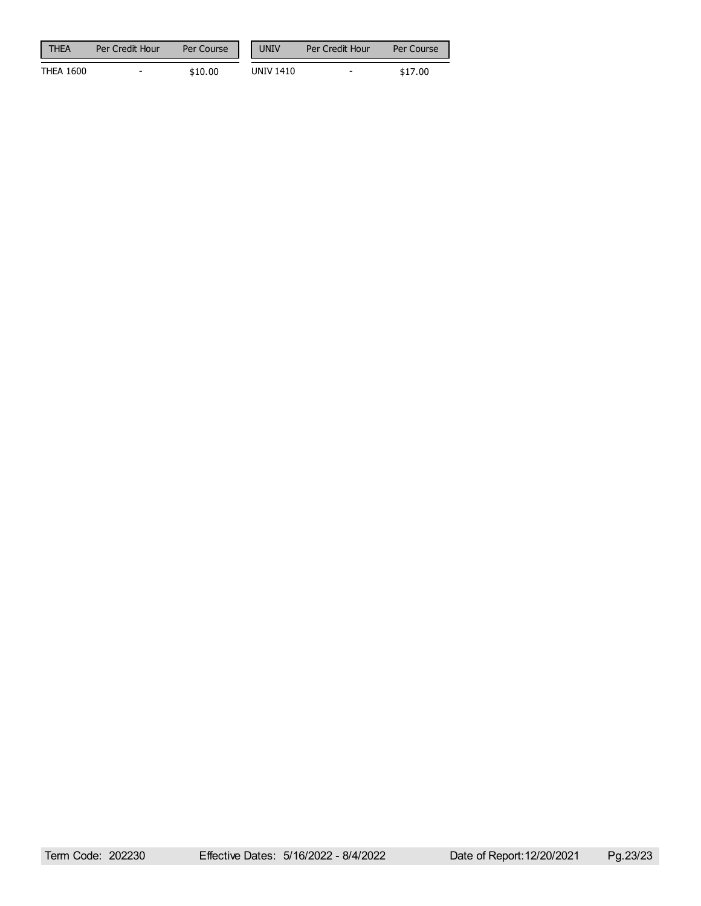| THEA | Per Credit Hour | Per Course |
|---|---|---|
| THEA 1600 | - | $10.00 |

| UNIV | Per Credit Hour | Per Course |
|---|---|---|
| UNIV 1410 | - | $17.00 |

Term Code: 202230 Effective Dates: 5/16/2022 - 8/4/2022 Date of Report: 12/20/2021